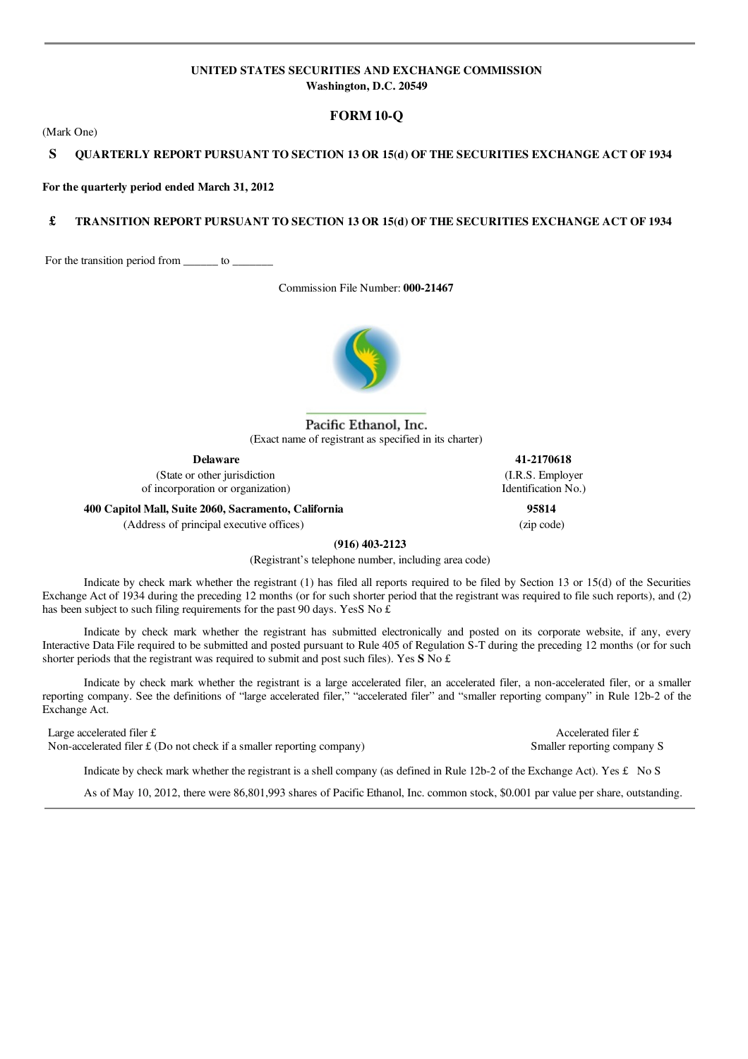**UNITED STATES SECURITIES AND EXCHANGE COMMISSION**
**Washington, D.C. 20549**

# FORM 10-Q

(Mark One)

**S QUARTERLY REPORT PURSUANT TO SECTION 13 OR 15(d) OF THE SECURITIES EXCHANGE ACT OF 1934**

**For the quarterly period ended March 31, 2012**

**£ TRANSITION REPORT PURSUANT TO SECTION 13 OR 15(d) OF THE SECURITIES EXCHANGE ACT OF 1934**

For the transition period from ______ to _______

Commission File Number: **000-21467**

Pacific Ethanol, Inc.
(Exact name of registrant as specified in its charter)

| **Delaware** | **41-2170618** |
|---|---|
| (State or other jurisdiction of incorporation or organization) | (I.R.S. Employer Identification No.) |
| **400 Capitol Mall, Suite 2060, Sacramento, California** | **95814** |
| (Address of principal executive offices) | (zip code) |

**(916) 403-2123**
(Registrant's telephone number, including area code)

Indicate by check mark whether the registrant (1) has filed all reports required to be filed by Section 13 or 15(d) of the Securities Exchange Act of 1934 during the preceding 12 months (or for such shorter period that the registrant was required to file such reports), and (2) has been subject to such filing requirements for the past 90 days. YesS No £

Indicate by check mark whether the registrant has submitted electronically and posted on its corporate website, if any, every Interactive Data File required to be submitted and posted pursuant to Rule 405 of Regulation S-T during the preceding 12 months (or for such shorter periods that the registrant was required to submit and post such files). Yes **S** No £

Indicate by check mark whether the registrant is a large accelerated filer, an accelerated filer, a non-accelerated filer, or a smaller reporting company. See the definitions of "large accelerated filer," "accelerated filer" and "smaller reporting company" in Rule 12b-2 of the Exchange Act.

| | |
|---|---|
| Large accelerated filer £ | Accelerated filer £ |
| Non-accelerated filer £ (Do not check if a smaller reporting company) | Smaller reporting company S |

Indicate by check mark whether the registrant is a shell company (as defined in Rule 12b-2 of the Exchange Act). Yes £ No S

As of May 10, 2012, there were 86,801,993 shares of Pacific Ethanol, Inc. common stock, $0.001 par value per share, outstanding.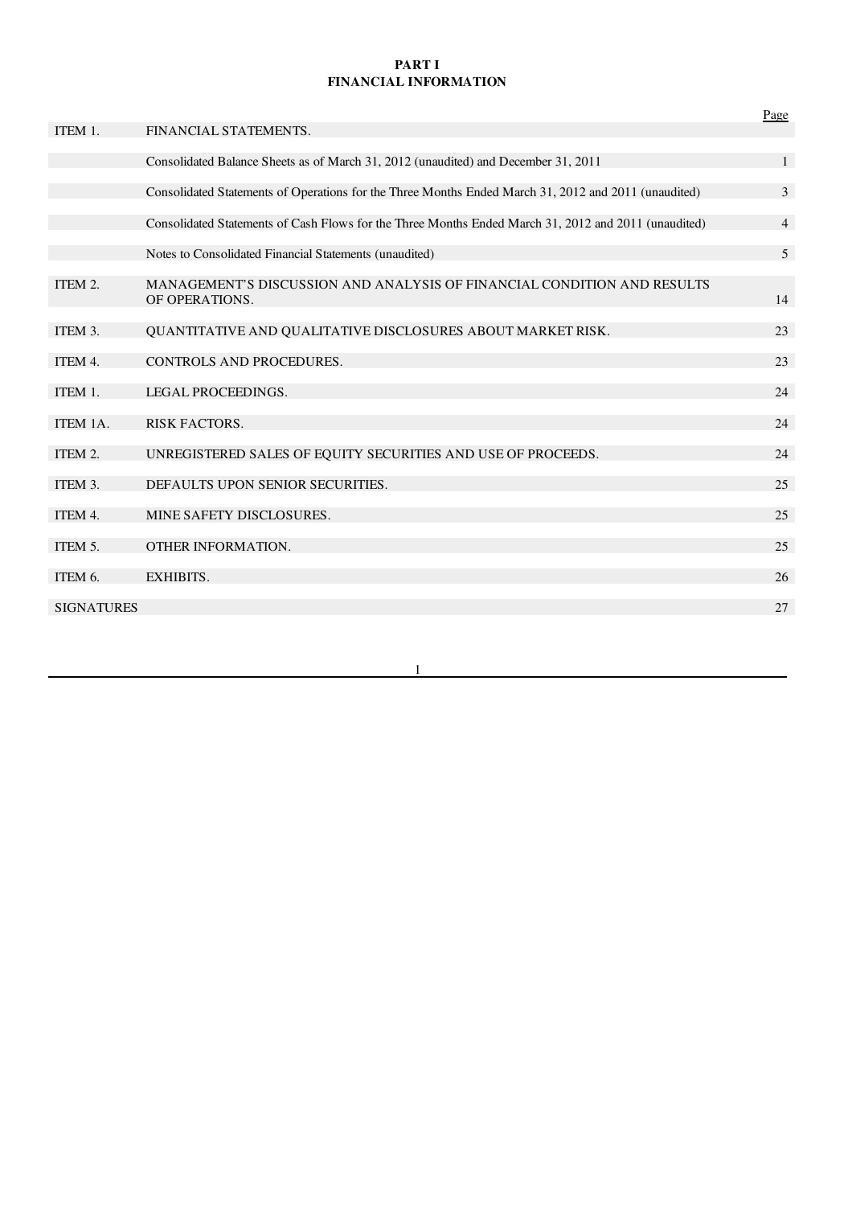# PART I
## FINANCIAL INFORMATION

| | | Page |
|---|---|---|
| ITEM 1. | FINANCIAL STATEMENTS. | |
| | Consolidated Balance Sheets as of March 31, 2012 (unaudited) and December 31, 2011 | 1 |
| | Consolidated Statements of Operations for the Three Months Ended March 31, 2012 and 2011 (unaudited) | 3 |
| | Consolidated Statements of Cash Flows for the Three Months Ended March 31, 2012 and 2011 (unaudited) | 4 |
| | Notes to Consolidated Financial Statements (unaudited) | 5 |
| ITEM 2. | MANAGEMENT'S DISCUSSION AND ANALYSIS OF FINANCIAL CONDITION AND RESULTS OF OPERATIONS. | 14 |
| ITEM 3. | QUANTITATIVE AND QUALITATIVE DISCLOSURES ABOUT MARKET RISK. | 23 |
| ITEM 4. | CONTROLS AND PROCEDURES. | 23 |
| ITEM 1. | LEGAL PROCEEDINGS. | 24 |
| ITEM 1A. | RISK FACTORS. | 24 |
| ITEM 2. | UNREGISTERED SALES OF EQUITY SECURITIES AND USE OF PROCEEDS. | 24 |
| ITEM 3. | DEFAULTS UPON SENIOR SECURITIES. | 25 |
| ITEM 4. | MINE SAFETY DISCLOSURES. | 25 |
| ITEM 5. | OTHER INFORMATION. | 25 |
| ITEM 6. | EXHIBITS. | 26 |
| SIGNATURES | | 27 |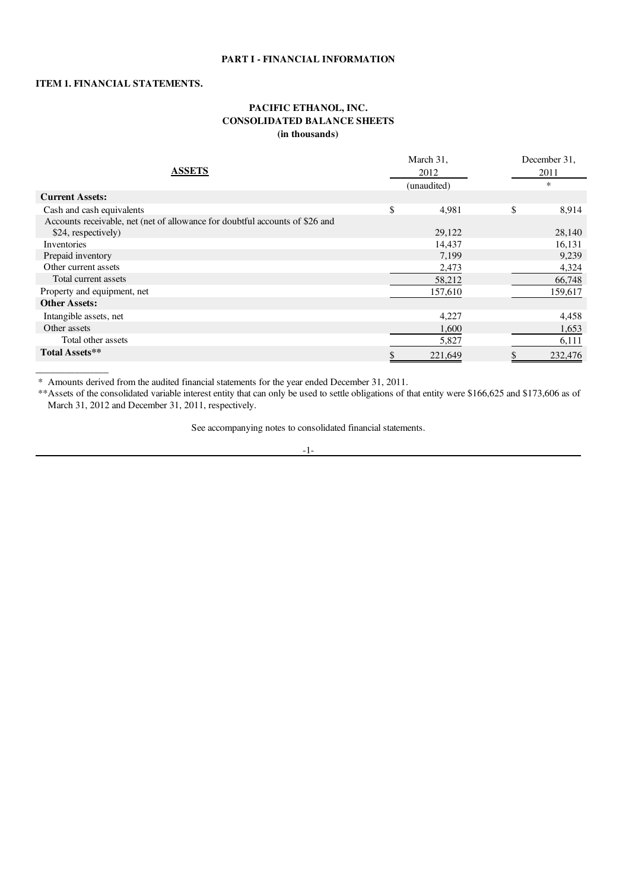**PART I - FINANCIAL INFORMATION**

**ITEM 1. FINANCIAL STATEMENTS.**

**PACIFIC ETHANOL, INC.**
**CONSOLIDATED BALANCE SHEETS**
**(in thousands)**

| **ASSETS** | March 31, 2012 (unaudited) | December 31, 2011 * |
|---|---|---|
| **Current Assets:** | | |
| Cash and cash equivalents | $ 4,981 | $ 8,914 |
| Accounts receivable, net (net of allowance for doubtful accounts of $26 and $24, respectively) | 29,122 | 28,140 |
| Inventories | 14,437 | 16,131 |
| Prepaid inventory | 7,199 | 9,239 |
| Other current assets | 2,473 | 4,324 |
| Total current assets | 58,212 | 66,748 |
| Property and equipment, net | 157,610 | 159,617 |
| **Other Assets:** | | |
| Intangible assets, net | 4,227 | 4,458 |
| Other assets | 1,600 | 1,653 |
| Total other assets | 5,827 | 6,111 |
| **Total Assets**** | $ 221,649 | $ 232,476 |

\* Amounts derived from the audited financial statements for the year ended December 31, 2011.

**Assets of the consolidated variable interest entity that can only be used to settle obligations of that entity were $166,625 and $173,606 as of March 31, 2012 and December 31, 2011, respectively.

See accompanying notes to consolidated financial statements.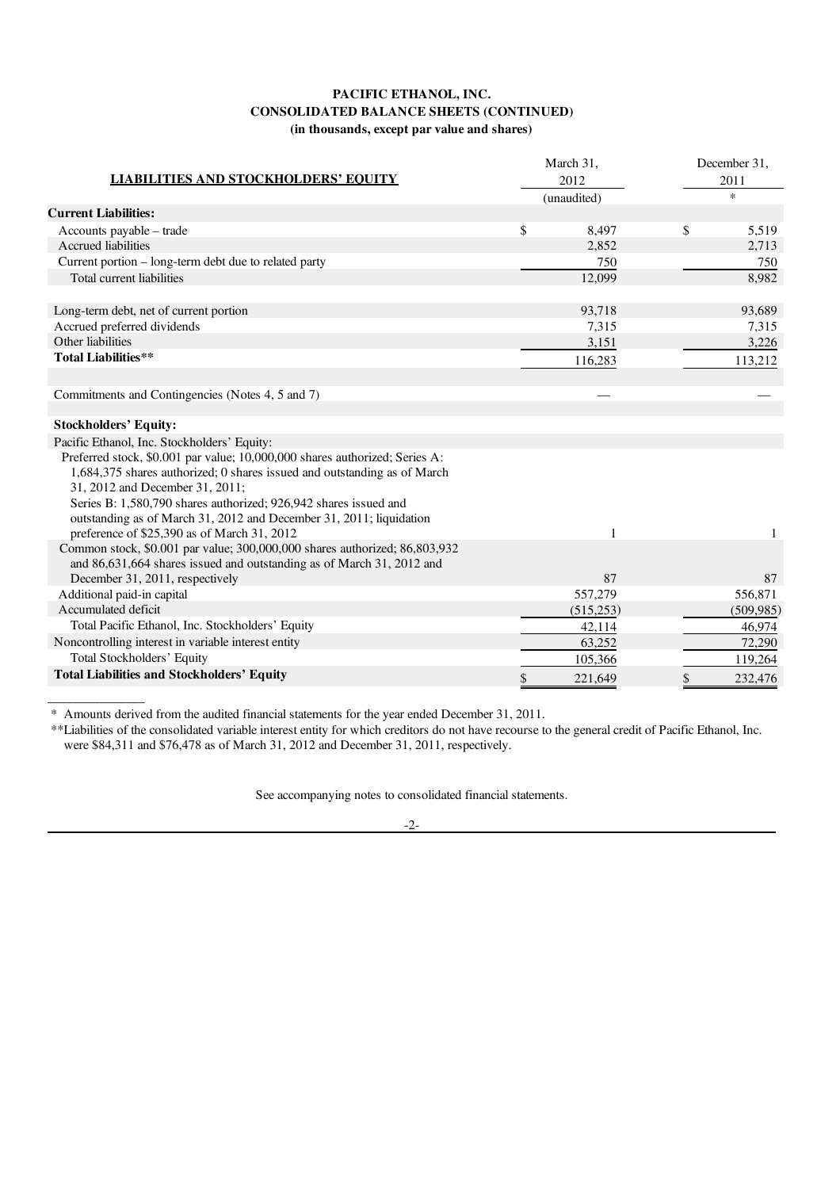# PACIFIC ETHANOL, INC.
## CONSOLIDATED BALANCE SHEETS (CONTINUED)
### (in thousands, except par value and shares)

| LIABILITIES AND STOCKHOLDERS' EQUITY | March 31, 2012 (unaudited) | December 31, 2011 * |
|---|---|---|
| **Current Liabilities:** | | |
| Accounts payable – trade | $ 8,497 | $ 5,519 |
| Accrued liabilities | 2,852 | 2,713 |
| Current portion – long-term debt due to related party | 750 | 750 |
| Total current liabilities | 12,099 | 8,982 |
| | | |
| Long-term debt, net of current portion | 93,718 | 93,689 |
| Accrued preferred dividends | 7,315 | 7,315 |
| Other liabilities | 3,151 | 3,226 |
| **Total Liabilities**** | 116,283 | 113,212 |
| | | |
| Commitments and Contingencies (Notes 4, 5 and 7) | — | — |
| | | |
| **Stockholders' Equity:** | | |
| Pacific Ethanol, Inc. Stockholders' Equity: | | |
| Preferred stock, $0.001 par value; 10,000,000 shares authorized; Series A: 1,684,375 shares authorized; 0 shares issued and outstanding as of March 31, 2012 and December 31, 2011; Series B: 1,580,790 shares authorized; 926,942 shares issued and outstanding as of March 31, 2012 and December 31, 2011; liquidation preference of $25,390 as of March 31, 2012 | 1 | 1 |
| Common stock, $0.001 par value; 300,000,000 shares authorized; 86,803,932 and 86,631,664 shares issued and outstanding as of March 31, 2012 and December 31, 2011, respectively | 87 | 87 |
| Additional paid-in capital | 557,279 | 556,871 |
| Accumulated deficit | (515,253) | (509,985) |
| Total Pacific Ethanol, Inc. Stockholders' Equity | 42,114 | 46,974 |
| Noncontrolling interest in variable interest entity | 63,252 | 72,290 |
| Total Stockholders' Equity | 105,366 | 119,264 |
| **Total Liabilities and Stockholders' Equity** | $ 221,649 | $ 232,476 |

\* Amounts derived from the audited financial statements for the year ended December 31, 2011.

**Liabilities of the consolidated variable interest entity for which creditors do not have recourse to the general credit of Pacific Ethanol, Inc. were $84,311 and $76,478 as of March 31, 2012 and December 31, 2011, respectively.

See accompanying notes to consolidated financial statements.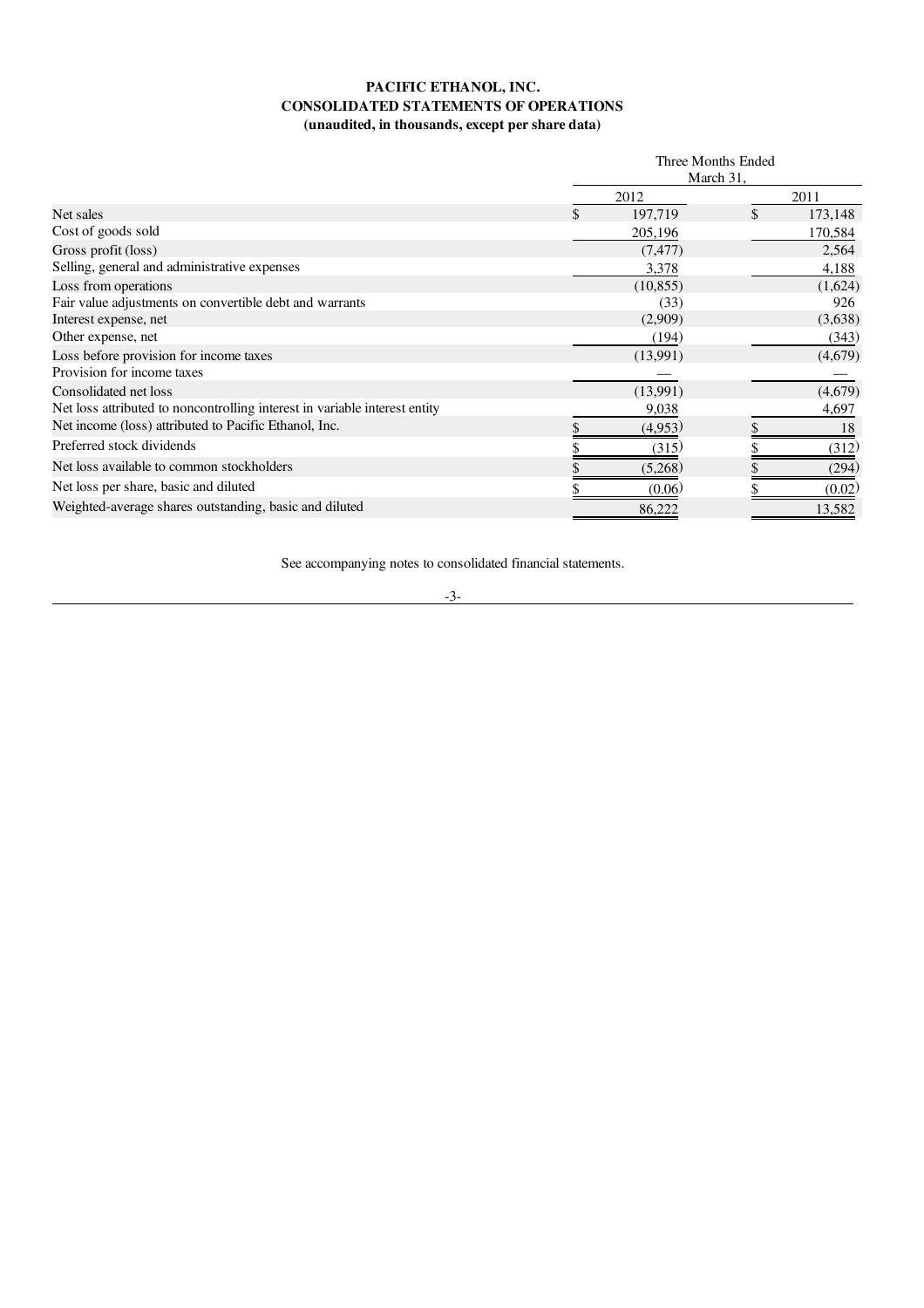**PACIFIC ETHANOL, INC.**
**CONSOLIDATED STATEMENTS OF OPERATIONS**
**(unaudited, in thousands, except per share data)**

| | Three Months Ended March 31, | |
|---|---|---|
| | 2012 | 2011 |
| Net sales | $ 197,719 | $ 173,148 |
| Cost of goods sold | 205,196 | 170,584 |
| Gross profit (loss) | (7,477) | 2,564 |
| Selling, general and administrative expenses | 3,378 | 4,188 |
| Loss from operations | (10,855) | (1,624) |
| Fair value adjustments on convertible debt and warrants | (33) | 926 |
| Interest expense, net | (2,909) | (3,638) |
| Other expense, net | (194) | (343) |
| Loss before provision for income taxes | (13,991) | (4,679) |
| Provision for income taxes | — | — |
| Consolidated net loss | (13,991) | (4,679) |
| Net loss attributed to noncontrolling interest in variable interest entity | 9,038 | 4,697 |
| Net income (loss) attributed to Pacific Ethanol, Inc. | $ (4,953) | $ 18 |
| Preferred stock dividends | $ (315) | $ (312) |
| Net loss available to common stockholders | $ (5,268) | $ (294) |
| Net loss per share, basic and diluted | $ (0.06) | $ (0.02) |
| Weighted-average shares outstanding, basic and diluted | 86,222 | 13,582 |

See accompanying notes to consolidated financial statements.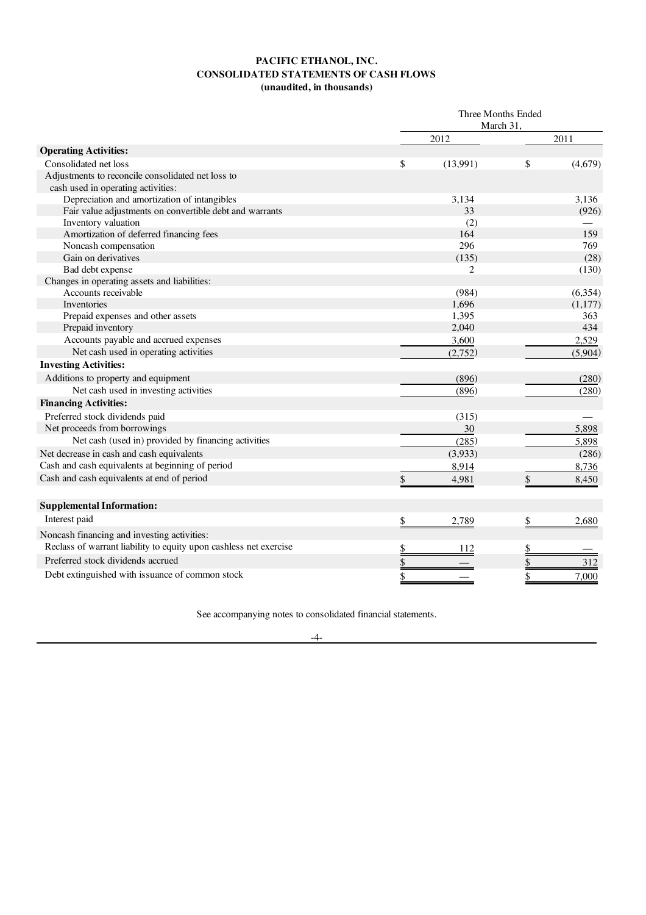**PACIFIC ETHANOL, INC.**
**CONSOLIDATED STATEMENTS OF CASH FLOWS**
**(unaudited, in thousands)**

| | Three Months Ended March 31, | |
|---|---|---|
| | 2012 | 2011 |
| **Operating Activities:** | | |
| Consolidated net loss | $ (13,991) | $ (4,679) |
| Adjustments to reconcile consolidated net loss to cash used in operating activities: | | |
| Depreciation and amortization of intangibles | 3,134 | 3,136 |
| Fair value adjustments on convertible debt and warrants | 33 | (926) |
| Inventory valuation | (2) | — |
| Amortization of deferred financing fees | 164 | 159 |
| Noncash compensation | 296 | 769 |
| Gain on derivatives | (135) | (28) |
| Bad debt expense | 2 | (130) |
| Changes in operating assets and liabilities: | | |
| Accounts receivable | (984) | (6,354) |
| Inventories | 1,696 | (1,177) |
| Prepaid expenses and other assets | 1,395 | 363 |
| Prepaid inventory | 2,040 | 434 |
| Accounts payable and accrued expenses | 3,600 | 2,529 |
| Net cash used in operating activities | (2,752) | (5,904) |
| **Investing Activities:** | | |
| Additions to property and equipment | (896) | (280) |
| Net cash used in investing activities | (896) | (280) |
| **Financing Activities:** | | |
| Preferred stock dividends paid | (315) | — |
| Net proceeds from borrowings | 30 | 5,898 |
| Net cash (used in) provided by financing activities | (285) | 5,898 |
| Net decrease in cash and cash equivalents | (3,933) | (286) |
| Cash and cash equivalents at beginning of period | 8,914 | 8,736 |
| Cash and cash equivalents at end of period | $ 4,981 | $ 8,450 |
| | | |
| **Supplemental Information:** | | |
| Interest paid | $ 2,789 | $ 2,680 |
| Noncash financing and investing activities: | | |
| Reclass of warrant liability to equity upon cashless net exercise | $ 112 | $ — |
| Preferred stock dividends accrued | $ — | $ 312 |
| Debt extinguished with issuance of common stock | $ — | $ 7,000 |

See accompanying notes to consolidated financial statements.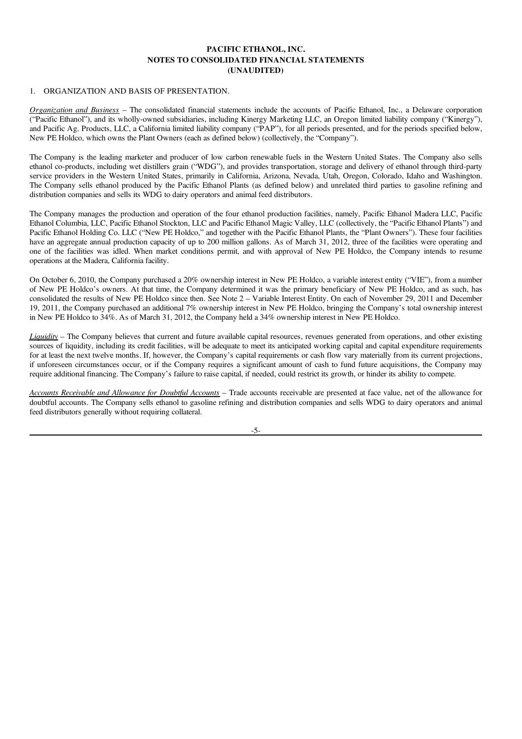**PACIFIC ETHANOL, INC.**
**NOTES TO CONSOLIDATED FINANCIAL STATEMENTS**
**(UNAUDITED)**

1. ORGANIZATION AND BASIS OF PRESENTATION.

*Organization and Business* – The consolidated financial statements include the accounts of Pacific Ethanol, Inc., a Delaware corporation ("Pacific Ethanol"), and its wholly-owned subsidiaries, including Kinergy Marketing LLC, an Oregon limited liability company ("Kinergy"), and Pacific Ag. Products, LLC, a California limited liability company ("PAP"), for all periods presented, and for the periods specified below, New PE Holdco, which owns the Plant Owners (each as defined below) (collectively, the "Company").

The Company is the leading marketer and producer of low carbon renewable fuels in the Western United States. The Company also sells ethanol co-products, including wet distillers grain ("WDG"), and provides transportation, storage and delivery of ethanol through third-party service providers in the Western United States, primarily in California, Arizona, Nevada, Utah, Oregon, Colorado, Idaho and Washington. The Company sells ethanol produced by the Pacific Ethanol Plants (as defined below) and unrelated third parties to gasoline refining and distribution companies and sells its WDG to dairy operators and animal feed distributors.

The Company manages the production and operation of the four ethanol production facilities, namely, Pacific Ethanol Madera LLC, Pacific Ethanol Columbia, LLC, Pacific Ethanol Stockton, LLC and Pacific Ethanol Magic Valley, LLC (collectively, the "Pacific Ethanol Plants") and Pacific Ethanol Holding Co. LLC ("New PE Holdco," and together with the Pacific Ethanol Plants, the "Plant Owners"). These four facilities have an aggregate annual production capacity of up to 200 million gallons. As of March 31, 2012, three of the facilities were operating and one of the facilities was idled. When market conditions permit, and with approval of New PE Holdco, the Company intends to resume operations at the Madera, California facility.

On October 6, 2010, the Company purchased a 20% ownership interest in New PE Holdco, a variable interest entity ("VIE"), from a number of New PE Holdco's owners. At that time, the Company determined it was the primary beneficiary of New PE Holdco, and as such, has consolidated the results of New PE Holdco since then. See Note 2 – Variable Interest Entity. On each of November 29, 2011 and December 19, 2011, the Company purchased an additional 7% ownership interest in New PE Holdco, bringing the Company's total ownership interest in New PE Holdco to 34%. As of March 31, 2012, the Company held a 34% ownership interest in New PE Holdco.

*Liquidity* – The Company believes that current and future available capital resources, revenues generated from operations, and other existing sources of liquidity, including its credit facilities, will be adequate to meet its anticipated working capital and capital expenditure requirements for at least the next twelve months. If, however, the Company's capital requirements or cash flow vary materially from its current projections, if unforeseen circumstances occur, or if the Company requires a significant amount of cash to fund future acquisitions, the Company may require additional financing. The Company's failure to raise capital, if needed, could restrict its growth, or hinder its ability to compete.

*Accounts Receivable and Allowance for Doubtful Accounts* – Trade accounts receivable are presented at face value, net of the allowance for doubtful accounts. The Company sells ethanol to gasoline refining and distribution companies and sells WDG to dairy operators and animal feed distributors generally without requiring collateral.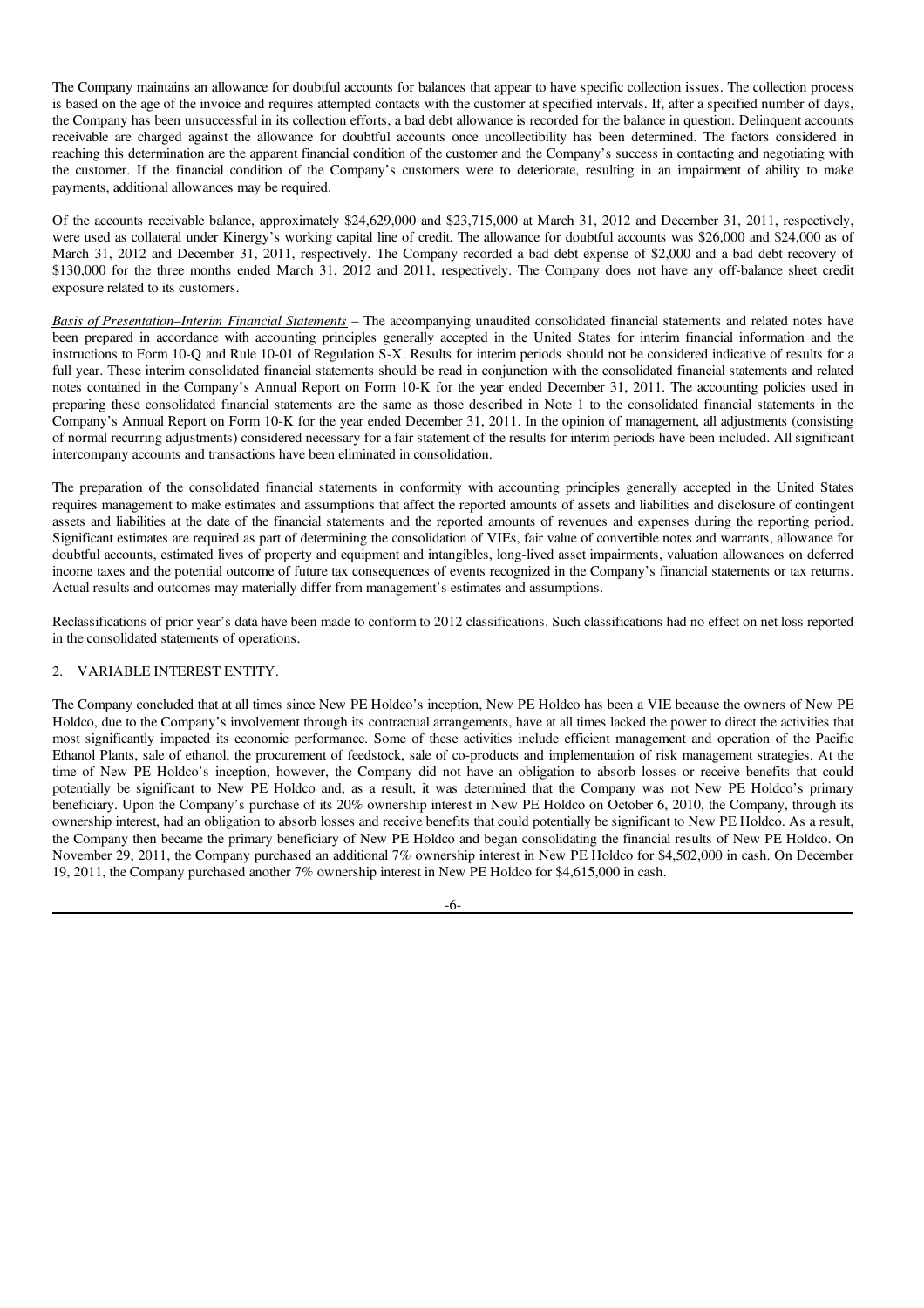The Company maintains an allowance for doubtful accounts for balances that appear to have specific collection issues. The collection process is based on the age of the invoice and requires attempted contacts with the customer at specified intervals. If, after a specified number of days, the Company has been unsuccessful in its collection efforts, a bad debt allowance is recorded for the balance in question. Delinquent accounts receivable are charged against the allowance for doubtful accounts once uncollectibility has been determined. The factors considered in reaching this determination are the apparent financial condition of the customer and the Company's success in contacting and negotiating with the customer. If the financial condition of the Company's customers were to deteriorate, resulting in an impairment of ability to make payments, additional allowances may be required.

Of the accounts receivable balance, approximately \$24,629,000 and \$23,715,000 at March 31, 2012 and December 31, 2011, respectively, were used as collateral under Kinergy's working capital line of credit. The allowance for doubtful accounts was \$26,000 and \$24,000 as of March 31, 2012 and December 31, 2011, respectively. The Company recorded a bad debt expense of \$2,000 and a bad debt recovery of \$130,000 for the three months ended March 31, 2012 and 2011, respectively. The Company does not have any off-balance sheet credit exposure related to its customers.

*Basis of Presentation–Interim Financial Statements* – The accompanying unaudited consolidated financial statements and related notes have been prepared in accordance with accounting principles generally accepted in the United States for interim financial information and the instructions to Form 10-Q and Rule 10-01 of Regulation S-X. Results for interim periods should not be considered indicative of results for a full year. These interim consolidated financial statements should be read in conjunction with the consolidated financial statements and related notes contained in the Company's Annual Report on Form 10-K for the year ended December 31, 2011. The accounting policies used in preparing these consolidated financial statements are the same as those described in Note 1 to the consolidated financial statements in the Company's Annual Report on Form 10-K for the year ended December 31, 2011. In the opinion of management, all adjustments (consisting of normal recurring adjustments) considered necessary for a fair statement of the results for interim periods have been included. All significant intercompany accounts and transactions have been eliminated in consolidation.

The preparation of the consolidated financial statements in conformity with accounting principles generally accepted in the United States requires management to make estimates and assumptions that affect the reported amounts of assets and liabilities and disclosure of contingent assets and liabilities at the date of the financial statements and the reported amounts of revenues and expenses during the reporting period. Significant estimates are required as part of determining the consolidation of VIEs, fair value of convertible notes and warrants, allowance for doubtful accounts, estimated lives of property and equipment and intangibles, long-lived asset impairments, valuation allowances on deferred income taxes and the potential outcome of future tax consequences of events recognized in the Company's financial statements or tax returns. Actual results and outcomes may materially differ from management's estimates and assumptions.

Reclassifications of prior year's data have been made to conform to 2012 classifications. Such classifications had no effect on net loss reported in the consolidated statements of operations.

## 2. VARIABLE INTEREST ENTITY.

The Company concluded that at all times since New PE Holdco's inception, New PE Holdco has been a VIE because the owners of New PE Holdco, due to the Company's involvement through its contractual arrangements, have at all times lacked the power to direct the activities that most significantly impacted its economic performance. Some of these activities include efficient management and operation of the Pacific Ethanol Plants, sale of ethanol, the procurement of feedstock, sale of co-products and implementation of risk management strategies. At the time of New PE Holdco's inception, however, the Company did not have an obligation to absorb losses or receive benefits that could potentially be significant to New PE Holdco and, as a result, it was determined that the Company was not New PE Holdco's primary beneficiary. Upon the Company's purchase of its 20% ownership interest in New PE Holdco on October 6, 2010, the Company, through its ownership interest, had an obligation to absorb losses and receive benefits that could potentially be significant to New PE Holdco. As a result, the Company then became the primary beneficiary of New PE Holdco and began consolidating the financial results of New PE Holdco. On November 29, 2011, the Company purchased an additional 7% ownership interest in New PE Holdco for \$4,502,000 in cash. On December 19, 2011, the Company purchased another 7% ownership interest in New PE Holdco for \$4,615,000 in cash.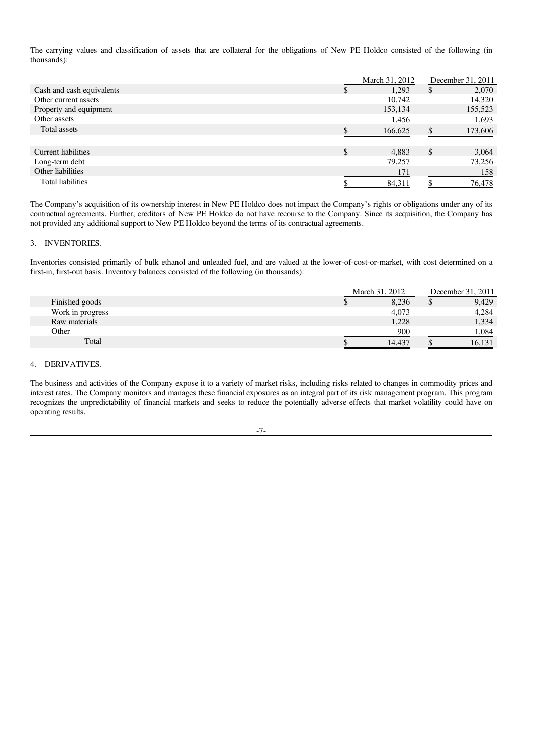The carrying values and classification of assets that are collateral for the obligations of New PE Holdco consisted of the following (in thousands):

| | March 31, 2012 | December 31, 2011 |
|---|---|---|
| Cash and cash equivalents | $ 1,293 | $ 2,070 |
| Other current assets | 10,742 | 14,320 |
| Property and equipment | 153,134 | 155,523 |
| Other assets | 1,456 | 1,693 |
| Total assets | $ 166,625 | $ 173,606 |
| | | |
| Current liabilities | $ 4,883 | $ 3,064 |
| Long-term debt | 79,257 | 73,256 |
| Other liabilities | 171 | 158 |
| Total liabilities | $ 84,311 | $ 76,478 |

The Company's acquisition of its ownership interest in New PE Holdco does not impact the Company's rights or obligations under any of its contractual agreements. Further, creditors of New PE Holdco do not have recourse to the Company. Since its acquisition, the Company has not provided any additional support to New PE Holdco beyond the terms of its contractual agreements.

3. INVENTORIES.

Inventories consisted primarily of bulk ethanol and unleaded fuel, and are valued at the lower-of-cost-or-market, with cost determined on a first-in, first-out basis. Inventory balances consisted of the following (in thousands):

| | March 31, 2012 | December 31, 2011 |
|---|---|---|
| Finished goods | $ 8,236 | $ 9,429 |
| Work in progress | 4,073 | 4,284 |
| Raw materials | 1,228 | 1,334 |
| Other | 900 | 1,084 |
| Total | $ 14,437 | $ 16,131 |

4. DERIVATIVES.

The business and activities of the Company expose it to a variety of market risks, including risks related to changes in commodity prices and interest rates. The Company monitors and manages these financial exposures as an integral part of its risk management program. This program recognizes the unpredictability of financial markets and seeks to reduce the potentially adverse effects that market volatility could have on operating results.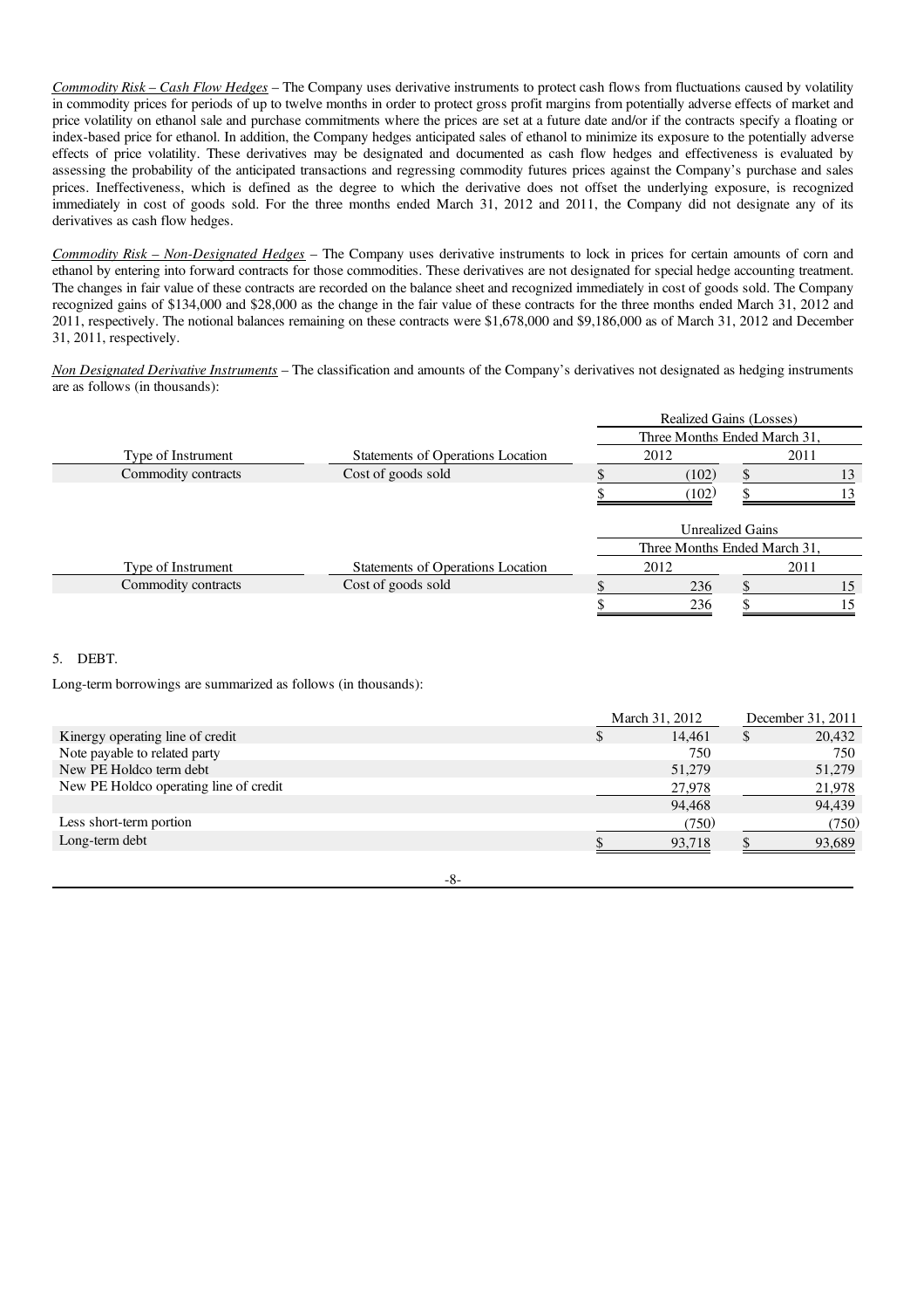*Commodity Risk – Cash Flow Hedges* – The Company uses derivative instruments to protect cash flows from fluctuations caused by volatility in commodity prices for periods of up to twelve months in order to protect gross profit margins from potentially adverse effects of market and price volatility on ethanol sale and purchase commitments where the prices are set at a future date and/or if the contracts specify a floating or index-based price for ethanol. In addition, the Company hedges anticipated sales of ethanol to minimize its exposure to the potentially adverse effects of price volatility. These derivatives may be designated and documented as cash flow hedges and effectiveness is evaluated by assessing the probability of the anticipated transactions and regressing commodity futures prices against the Company's purchase and sales prices. Ineffectiveness, which is defined as the degree to which the derivative does not offset the underlying exposure, is recognized immediately in cost of goods sold. For the three months ended March 31, 2012 and 2011, the Company did not designate any of its derivatives as cash flow hedges.

*Commodity Risk – Non-Designated Hedges* – The Company uses derivative instruments to lock in prices for certain amounts of corn and ethanol by entering into forward contracts for those commodities. These derivatives are not designated for special hedge accounting treatment. The changes in fair value of these contracts are recorded on the balance sheet and recognized immediately in cost of goods sold. The Company recognized gains of $134,000 and $28,000 as the change in the fair value of these contracts for the three months ended March 31, 2012 and 2011, respectively. The notional balances remaining on these contracts were $1,678,000 and $9,186,000 as of March 31, 2012 and December 31, 2011, respectively.

*Non Designated Derivative Instruments* – The classification and amounts of the Company's derivatives not designated as hedging instruments are as follows (in thousands):

| | | Realized Gains (Losses) | |
|---|---|---|---|
| | | Three Months Ended March 31, | |
| Type of Instrument | Statements of Operations Location | 2012 | 2011 |
| Commodity contracts | Cost of goods sold | $ (102) | $ 13 |
| | | $ (102) | $ 13 |

| | | Unrealized Gains | |
|---|---|---|---|
| | | Three Months Ended March 31, | |
| Type of Instrument | Statements of Operations Location | 2012 | 2011 |
| Commodity contracts | Cost of goods sold | $ 236 | $ 15 |
| | | $ 236 | $ 15 |

5. DEBT.

Long-term borrowings are summarized as follows (in thousands):

| | March 31, 2012 | December 31, 2011 |
|---|---|---|
| Kinergy operating line of credit | $ 14,461 | $ 20,432 |
| Note payable to related party | 750 | 750 |
| New PE Holdco term debt | 51,279 | 51,279 |
| New PE Holdco operating line of credit | 27,978 | 21,978 |
| | 94,468 | 94,439 |
| Less short-term portion | (750) | (750) |
| Long-term debt | $ 93,718 | $ 93,689 |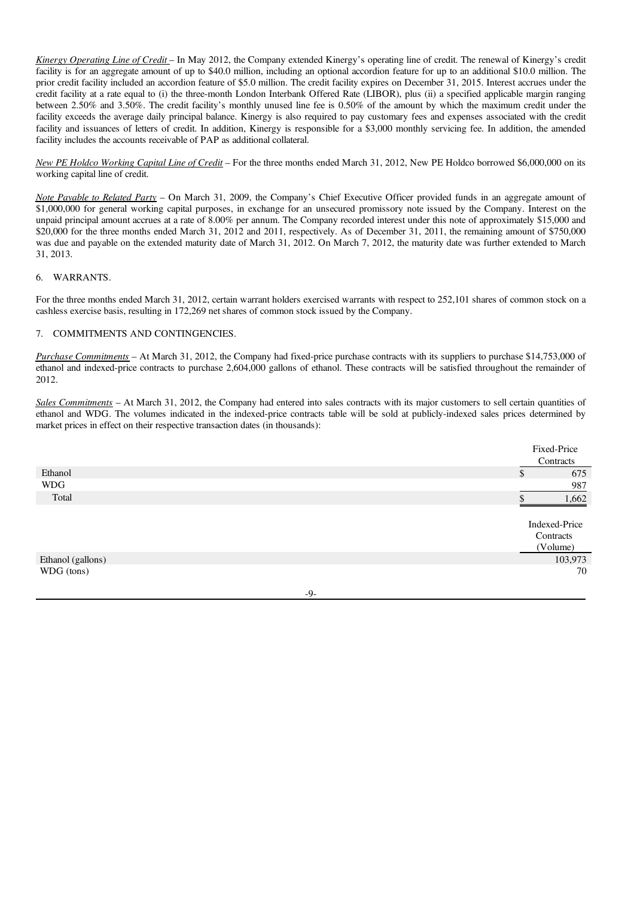*Kinergy Operating Line of Credit* – In May 2012, the Company extended Kinergy's operating line of credit. The renewal of Kinergy's credit facility is for an aggregate amount of up to $40.0 million, including an optional accordion feature for up to an additional $10.0 million. The prior credit facility included an accordion feature of $5.0 million. The credit facility expires on December 31, 2015. Interest accrues under the credit facility at a rate equal to (i) the three-month London Interbank Offered Rate (LIBOR), plus (ii) a specified applicable margin ranging between 2.50% and 3.50%. The credit facility's monthly unused line fee is 0.50% of the amount by which the maximum credit under the facility exceeds the average daily principal balance. Kinergy is also required to pay customary fees and expenses associated with the credit facility and issuances of letters of credit. In addition, Kinergy is responsible for a $3,000 monthly servicing fee. In addition, the amended facility includes the accounts receivable of PAP as additional collateral.

*New PE Holdco Working Capital Line of Credit* – For the three months ended March 31, 2012, New PE Holdco borrowed $6,000,000 on its working capital line of credit.

*Note Payable to Related Party* – On March 31, 2009, the Company's Chief Executive Officer provided funds in an aggregate amount of $1,000,000 for general working capital purposes, in exchange for an unsecured promissory note issued by the Company. Interest on the unpaid principal amount accrues at a rate of 8.00% per annum. The Company recorded interest under this note of approximately $15,000 and $20,000 for the three months ended March 31, 2012 and 2011, respectively. As of December 31, 2011, the remaining amount of $750,000 was due and payable on the extended maturity date of March 31, 2012. On March 7, 2012, the maturity date was further extended to March 31, 2013.

6. WARRANTS.

For the three months ended March 31, 2012, certain warrant holders exercised warrants with respect to 252,101 shares of common stock on a cashless exercise basis, resulting in 172,269 net shares of common stock issued by the Company.

7. COMMITMENTS AND CONTINGENCIES.

*Purchase Commitments* – At March 31, 2012, the Company had fixed-price purchase contracts with its suppliers to purchase $14,753,000 of ethanol and indexed-price contracts to purchase 2,604,000 gallons of ethanol. These contracts will be satisfied throughout the remainder of 2012.

*Sales Commitments* – At March 31, 2012, the Company had entered into sales contracts with its major customers to sell certain quantities of ethanol and WDG. The volumes indicated in the indexed-price contracts table will be sold at publicly-indexed sales prices determined by market prices in effect on their respective transaction dates (in thousands):

| | Fixed-Price Contracts |
|---|---|
| Ethanol | $ 675 |
| WDG | 987 |
| Total | $ 1,662 |

| | Indexed-Price Contracts (Volume) |
|---|---|
| Ethanol (gallons) | 103,973 |
| WDG (tons) | 70 |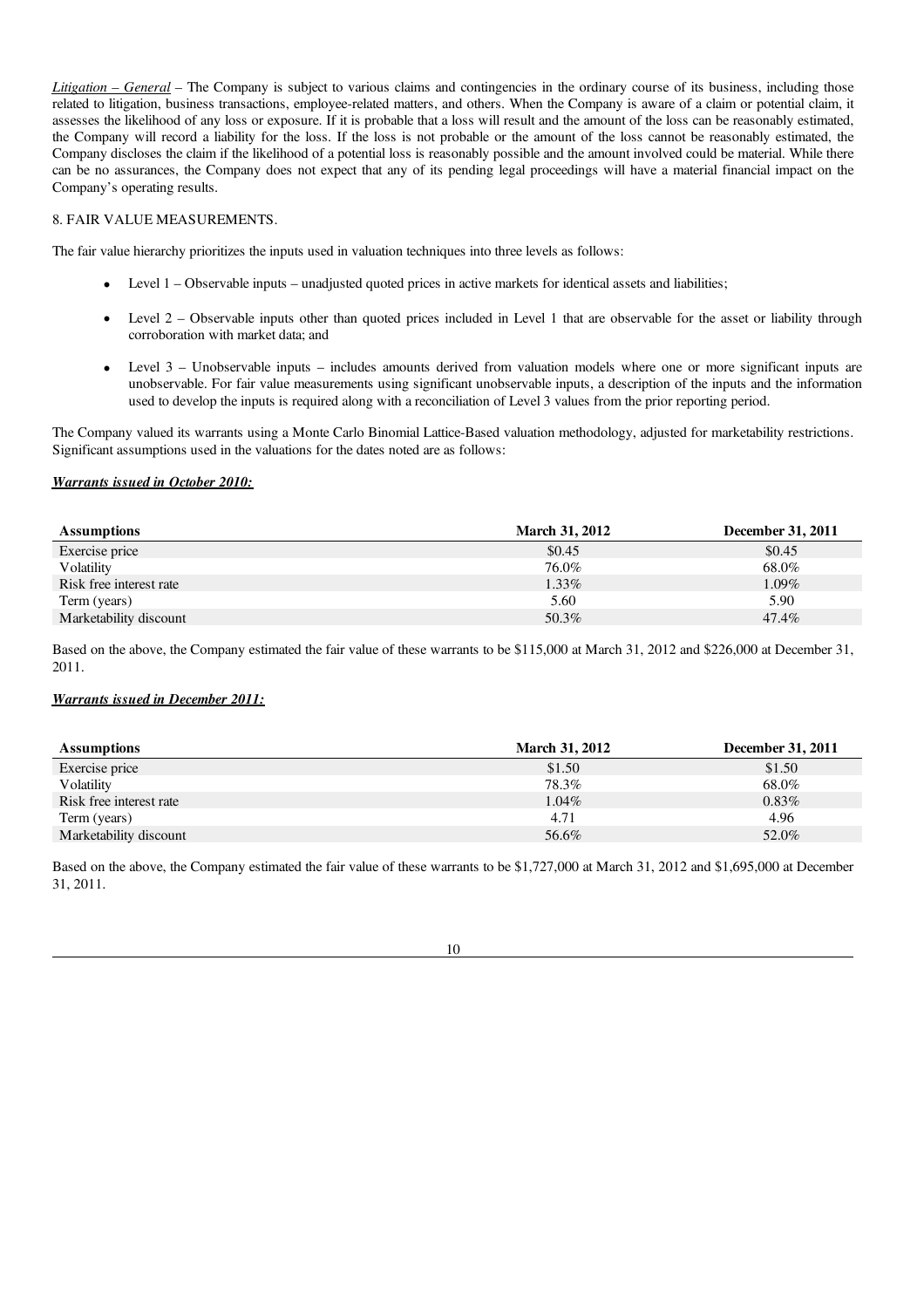*Litigation – General* – The Company is subject to various claims and contingencies in the ordinary course of its business, including those related to litigation, business transactions, employee-related matters, and others. When the Company is aware of a claim or potential claim, it assesses the likelihood of any loss or exposure. If it is probable that a loss will result and the amount of the loss can be reasonably estimated, the Company will record a liability for the loss. If the loss is not probable or the amount of the loss cannot be reasonably estimated, the Company discloses the claim if the likelihood of a potential loss is reasonably possible and the amount involved could be material. While there can be no assurances, the Company does not expect that any of its pending legal proceedings will have a material financial impact on the Company's operating results.

8. FAIR VALUE MEASUREMENTS.

The fair value hierarchy prioritizes the inputs used in valuation techniques into three levels as follows:

- Level 1 – Observable inputs – unadjusted quoted prices in active markets for identical assets and liabilities;
- Level 2 – Observable inputs other than quoted prices included in Level 1 that are observable for the asset or liability through corroboration with market data; and
- Level 3 – Unobservable inputs – includes amounts derived from valuation models where one or more significant inputs are unobservable. For fair value measurements using significant unobservable inputs, a description of the inputs and the information used to develop the inputs is required along with a reconciliation of Level 3 values from the prior reporting period.

The Company valued its warrants using a Monte Carlo Binomial Lattice-Based valuation methodology, adjusted for marketability restrictions. Significant assumptions used in the valuations for the dates noted are as follows:

***Warrants issued in October 2010:***

| Assumptions | March 31, 2012 | December 31, 2011 |
|---|---|---|
| Exercise price | $0.45 | $0.45 |
| Volatility | 76.0% | 68.0% |
| Risk free interest rate | 1.33% | 1.09% |
| Term (years) | 5.60 | 5.90 |
| Marketability discount | 50.3% | 47.4% |

Based on the above, the Company estimated the fair value of these warrants to be $115,000 at March 31, 2012 and $226,000 at December 31, 2011.

***Warrants issued in December 2011:***

| Assumptions | March 31, 2012 | December 31, 2011 |
|---|---|---|
| Exercise price | $1.50 | $1.50 |
| Volatility | 78.3% | 68.0% |
| Risk free interest rate | 1.04% | 0.83% |
| Term (years) | 4.71 | 4.96 |
| Marketability discount | 56.6% | 52.0% |

Based on the above, the Company estimated the fair value of these warrants to be $1,727,000 at March 31, 2012 and $1,695,000 at December 31, 2011.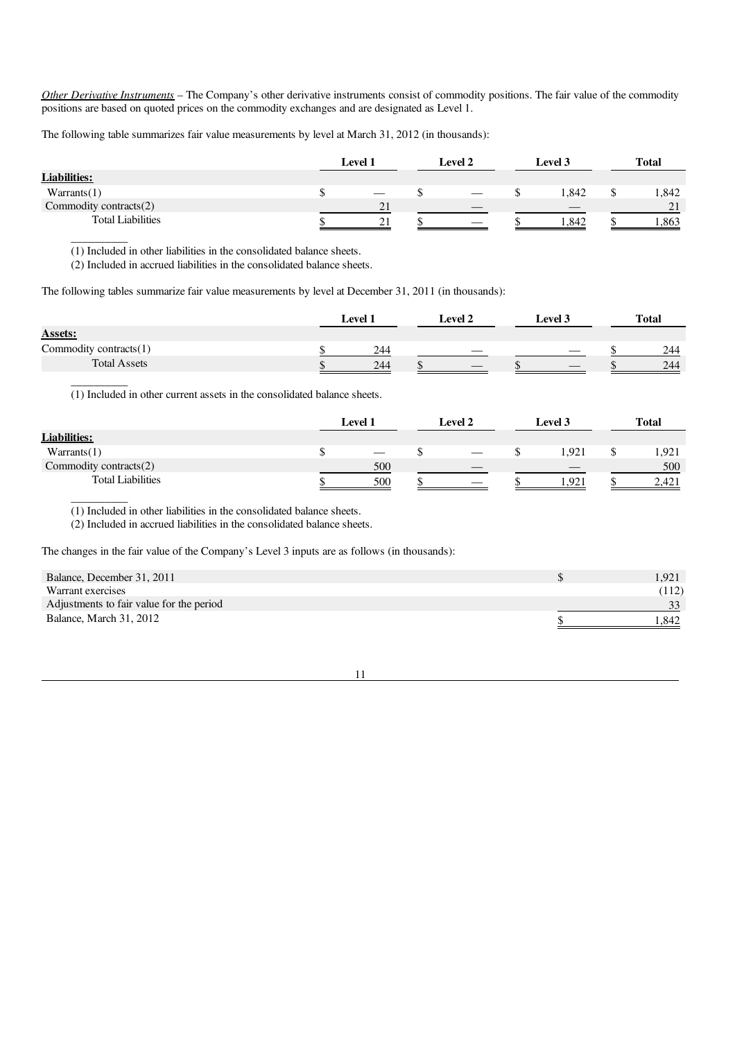*Other Derivative Instruments* – The Company's other derivative instruments consist of commodity positions. The fair value of the commodity positions are based on quoted prices on the commodity exchanges and are designated as Level 1.

The following table summarizes fair value measurements by level at March 31, 2012 (in thousands):

| | Level 1 | Level 2 | Level 3 | Total |
|---|---|---|---|---|
| **Liabilities:** | | | | |
| Warrants(1) | $ — | $ — | $ 1,842 | $ 1,842 |
| Commodity contracts(2) | 21 | — | — | 21 |
| Total Liabilities | $ 21 | $ — | $ 1,842 | $ 1,863 |

(1) Included in other liabilities in the consolidated balance sheets.
(2) Included in accrued liabilities in the consolidated balance sheets.

The following tables summarize fair value measurements by level at December 31, 2011 (in thousands):

| | Level 1 | Level 2 | Level 3 | Total |
|---|---|---|---|---|
| **Assets:** | | | | |
| Commodity contracts(1) | $ 244 | — | — | $ 244 |
| Total Assets | $ 244 | $ — | $ — | $ 244 |

(1) Included in other current assets in the consolidated balance sheets.

| | Level 1 | Level 2 | Level 3 | Total |
|---|---|---|---|---|
| **Liabilities:** | | | | |
| Warrants(1) | $ — | $ — | $ 1,921 | $ 1,921 |
| Commodity contracts(2) | 500 | — | — | 500 |
| Total Liabilities | $ 500 | $ — | $ 1,921 | $ 2,421 |

(1) Included in other liabilities in the consolidated balance sheets.
(2) Included in accrued liabilities in the consolidated balance sheets.

The changes in the fair value of the Company's Level 3 inputs are as follows (in thousands):

| | |
|---|---|
| Balance, December 31, 2011 | $ 1,921 |
| Warrant exercises | (112) |
| Adjustments to fair value for the period | 33 |
| Balance, March 31, 2012 | $ 1,842 |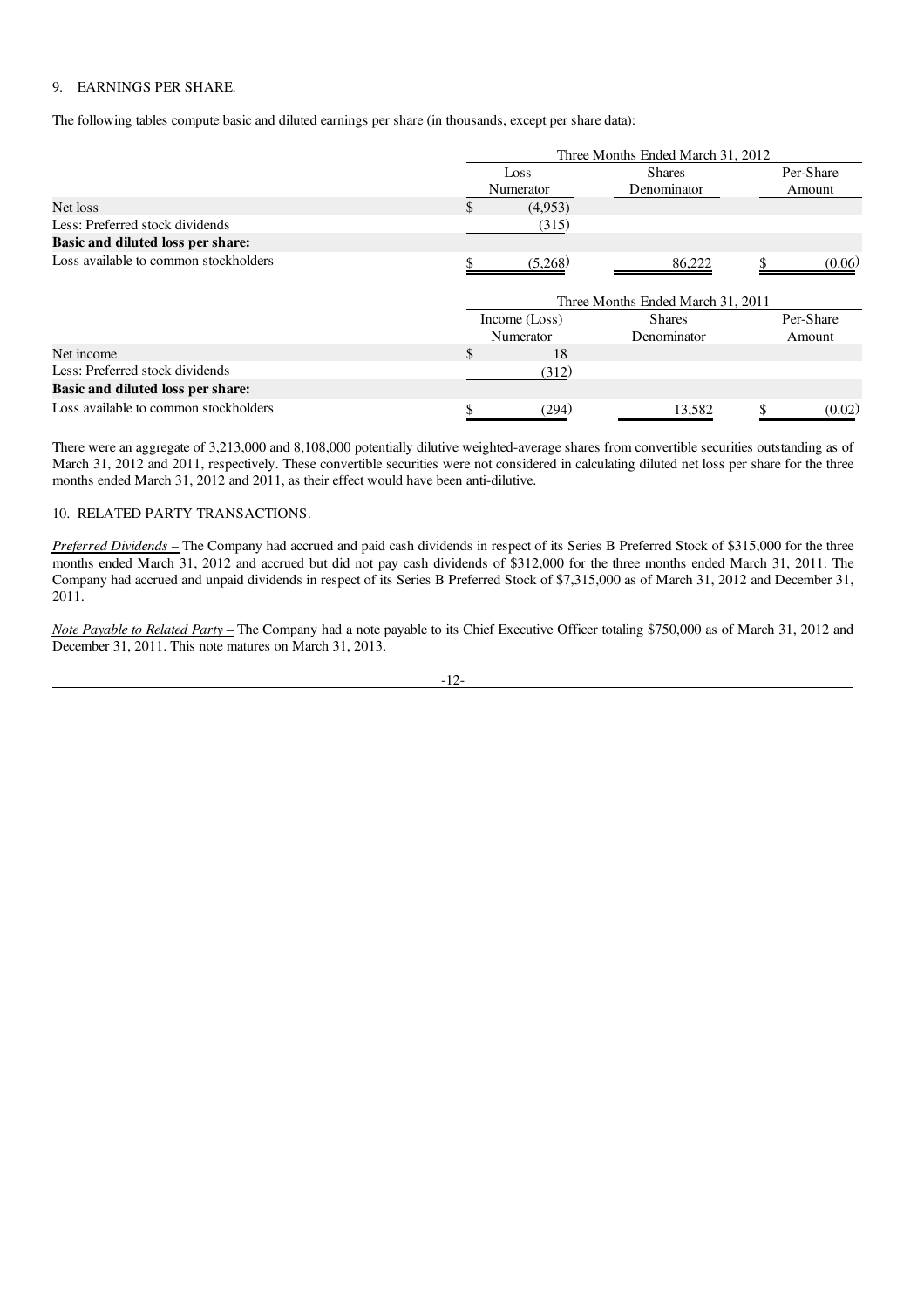9. EARNINGS PER SHARE.

The following tables compute basic and diluted earnings per share (in thousands, except per share data):

| | Three Months Ended March 31, 2012 | | |
|---|---|---|---|
| | Loss Numerator | Shares Denominator | Per-Share Amount |
| Net loss | $ (4,953) | | |
| Less: Preferred stock dividends | (315) | | |
| **Basic and diluted loss per share:** | | | |
| Loss available to common stockholders | $ (5,268) | 86,222 | $ (0.06) |

| | Three Months Ended March 31, 2011 | | |
|---|---|---|---|
| | Income (Loss) Numerator | Shares Denominator | Per-Share Amount |
| Net income | $ 18 | | |
| Less: Preferred stock dividends | (312) | | |
| **Basic and diluted loss per share:** | | | |
| Loss available to common stockholders | $ (294) | 13,582 | $ (0.02) |

There were an aggregate of 3,213,000 and 8,108,000 potentially dilutive weighted-average shares from convertible securities outstanding as of March 31, 2012 and 2011, respectively. These convertible securities were not considered in calculating diluted net loss per share for the three months ended March 31, 2012 and 2011, as their effect would have been anti-dilutive.

10. RELATED PARTY TRANSACTIONS.

*Preferred Dividends* – The Company had accrued and paid cash dividends in respect of its Series B Preferred Stock of $315,000 for the three months ended March 31, 2012 and accrued but did not pay cash dividends of $312,000 for the three months ended March 31, 2011. The Company had accrued and unpaid dividends in respect of its Series B Preferred Stock of $7,315,000 as of March 31, 2012 and December 31, 2011.

*Note Payable to Related Party* – The Company had a note payable to its Chief Executive Officer totaling $750,000 as of March 31, 2012 and December 31, 2011. This note matures on March 31, 2013.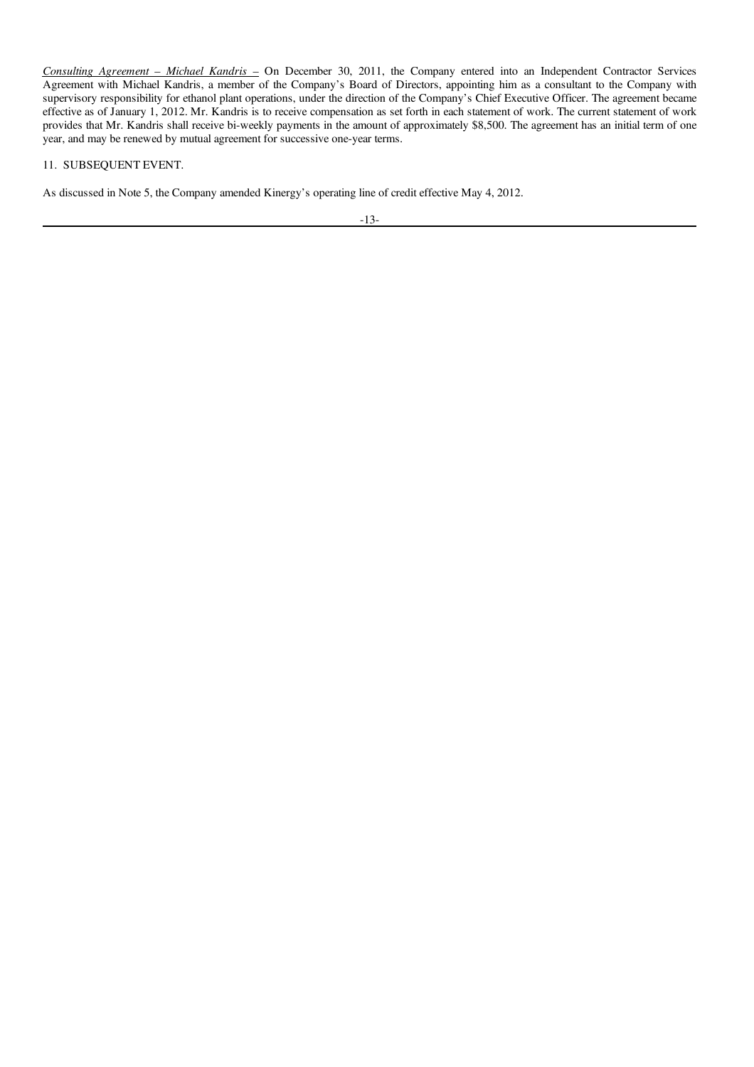*Consulting Agreement – Michael Kandris –* On December 30, 2011, the Company entered into an Independent Contractor Services Agreement with Michael Kandris, a member of the Company's Board of Directors, appointing him as a consultant to the Company with supervisory responsibility for ethanol plant operations, under the direction of the Company's Chief Executive Officer. The agreement became effective as of January 1, 2012. Mr. Kandris is to receive compensation as set forth in each statement of work. The current statement of work provides that Mr. Kandris shall receive bi-weekly payments in the amount of approximately $8,500. The agreement has an initial term of one year, and may be renewed by mutual agreement for successive one-year terms.

11. SUBSEQUENT EVENT.

As discussed in Note 5, the Company amended Kinergy's operating line of credit effective May 4, 2012.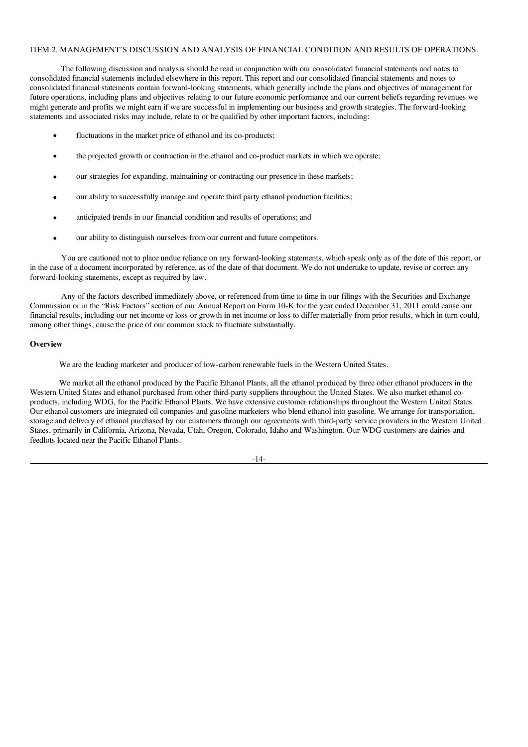ITEM 2. MANAGEMENT'S DISCUSSION AND ANALYSIS OF FINANCIAL CONDITION AND RESULTS OF OPERATIONS.

The following discussion and analysis should be read in conjunction with our consolidated financial statements and notes to consolidated financial statements included elsewhere in this report. This report and our consolidated financial statements and notes to consolidated financial statements contain forward-looking statements, which generally include the plans and objectives of management for future operations, including plans and objectives relating to our future economic performance and our current beliefs regarding revenues we might generate and profits we might earn if we are successful in implementing our business and growth strategies. The forward-looking statements and associated risks may include, relate to or be qualified by other important factors, including:

- fluctuations in the market price of ethanol and its co-products;
- the projected growth or contraction in the ethanol and co-product markets in which we operate;
- our strategies for expanding, maintaining or contracting our presence in these markets;
- our ability to successfully manage and operate third party ethanol production facilities;
- anticipated trends in our financial condition and results of operations; and
- our ability to distinguish ourselves from our current and future competitors.

You are cautioned not to place undue reliance on any forward-looking statements, which speak only as of the date of this report, or in the case of a document incorporated by reference, as of the date of that document. We do not undertake to update, revise or correct any forward-looking statements, except as required by law.

Any of the factors described immediately above, or referenced from time to time in our filings with the Securities and Exchange Commission or in the "Risk Factors" section of our Annual Report on Form 10-K for the year ended December 31, 2011 could cause our financial results, including our net income or loss or growth in net income or loss to differ materially from prior results, which in turn could, among other things, cause the price of our common stock to fluctuate substantially.

**Overview**

We are the leading marketer and producer of low-carbon renewable fuels in the Western United States.

We market all the ethanol produced by the Pacific Ethanol Plants, all the ethanol produced by three other ethanol producers in the Western United States and ethanol purchased from other third-party suppliers throughout the United States. We also market ethanol co-products, including WDG, for the Pacific Ethanol Plants. We have extensive customer relationships throughout the Western United States. Our ethanol customers are integrated oil companies and gasoline marketers who blend ethanol into gasoline. We arrange for transportation, storage and delivery of ethanol purchased by our customers through our agreements with third-party service providers in the Western United States, primarily in California, Arizona, Nevada, Utah, Oregon, Colorado, Idaho and Washington. Our WDG customers are dairies and feedlots located near the Pacific Ethanol Plants.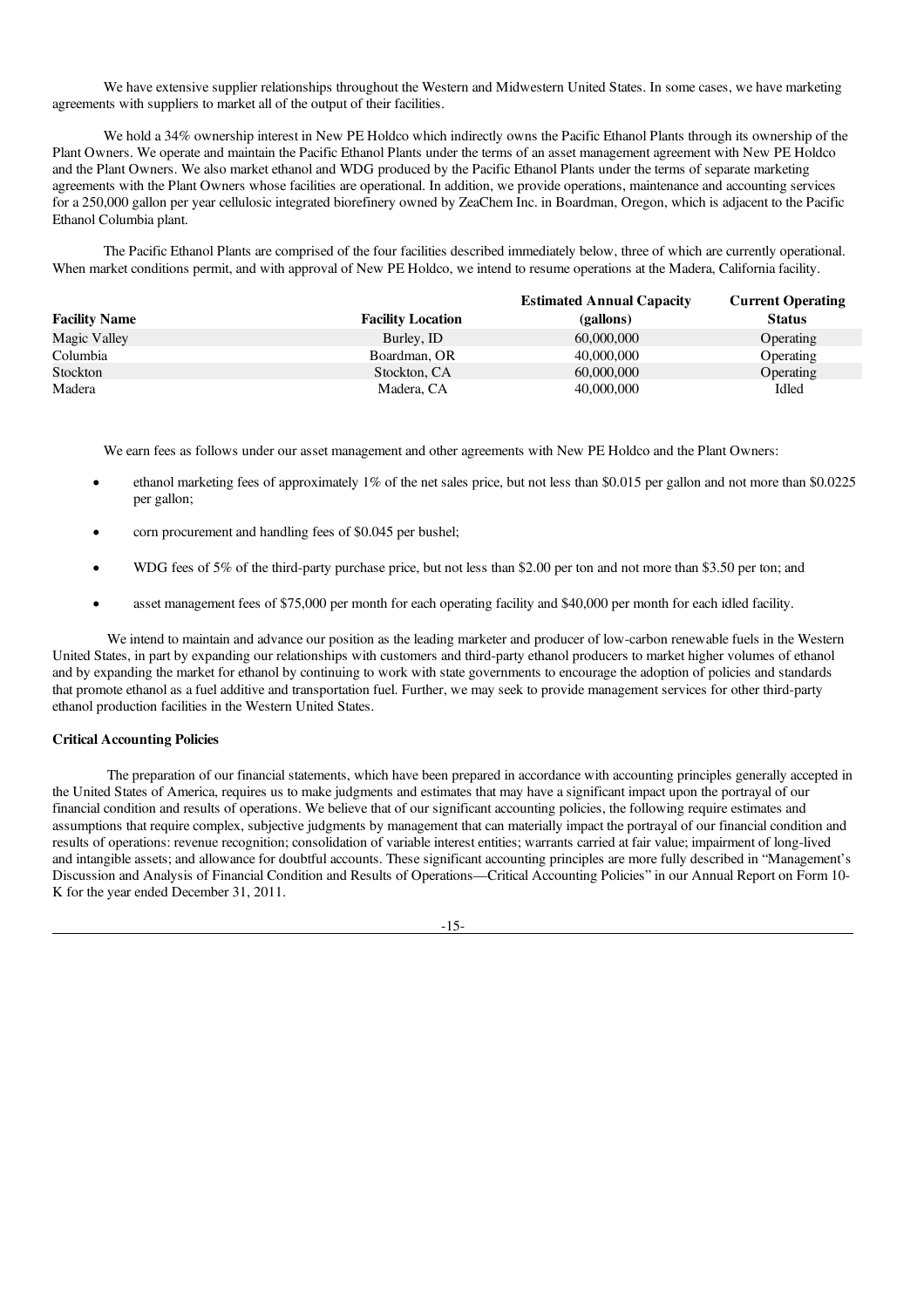We have extensive supplier relationships throughout the Western and Midwestern United States. In some cases, we have marketing agreements with suppliers to market all of the output of their facilities.

We hold a 34% ownership interest in New PE Holdco which indirectly owns the Pacific Ethanol Plants through its ownership of the Plant Owners. We operate and maintain the Pacific Ethanol Plants under the terms of an asset management agreement with New PE Holdco and the Plant Owners. We also market ethanol and WDG produced by the Pacific Ethanol Plants under the terms of separate marketing agreements with the Plant Owners whose facilities are operational. In addition, we provide operations, maintenance and accounting services for a 250,000 gallon per year cellulosic integrated biorefinery owned by ZeaChem Inc. in Boardman, Oregon, which is adjacent to the Pacific Ethanol Columbia plant.

The Pacific Ethanol Plants are comprised of the four facilities described immediately below, three of which are currently operational. When market conditions permit, and with approval of New PE Holdco, we intend to resume operations at the Madera, California facility.

| Facility Name | Facility Location | Estimated Annual Capacity (gallons) | Current Operating Status |
|---|---|---|---|
| Magic Valley | Burley, ID | 60,000,000 | Operating |
| Columbia | Boardman, OR | 40,000,000 | Operating |
| Stockton | Stockton, CA | 60,000,000 | Operating |
| Madera | Madera, CA | 40,000,000 | Idled |

We earn fees as follows under our asset management and other agreements with New PE Holdco and the Plant Owners:

- ethanol marketing fees of approximately 1% of the net sales price, but not less than $0.015 per gallon and not more than $0.0225 per gallon;
- corn procurement and handling fees of $0.045 per bushel;
- WDG fees of 5% of the third-party purchase price, but not less than $2.00 per ton and not more than $3.50 per ton; and
- asset management fees of $75,000 per month for each operating facility and $40,000 per month for each idled facility.

We intend to maintain and advance our position as the leading marketer and producer of low-carbon renewable fuels in the Western United States, in part by expanding our relationships with customers and third-party ethanol producers to market higher volumes of ethanol and by expanding the market for ethanol by continuing to work with state governments to encourage the adoption of policies and standards that promote ethanol as a fuel additive and transportation fuel. Further, we may seek to provide management services for other third-party ethanol production facilities in the Western United States.

**Critical Accounting Policies**

The preparation of our financial statements, which have been prepared in accordance with accounting principles generally accepted in the United States of America, requires us to make judgments and estimates that may have a significant impact upon the portrayal of our financial condition and results of operations. We believe that of our significant accounting policies, the following require estimates and assumptions that require complex, subjective judgments by management that can materially impact the portrayal of our financial condition and results of operations: revenue recognition; consolidation of variable interest entities; warrants carried at fair value; impairment of long-lived and intangible assets; and allowance for doubtful accounts. These significant accounting principles are more fully described in "Management's Discussion and Analysis of Financial Condition and Results of Operations—Critical Accounting Policies" in our Annual Report on Form 10-K for the year ended December 31, 2011.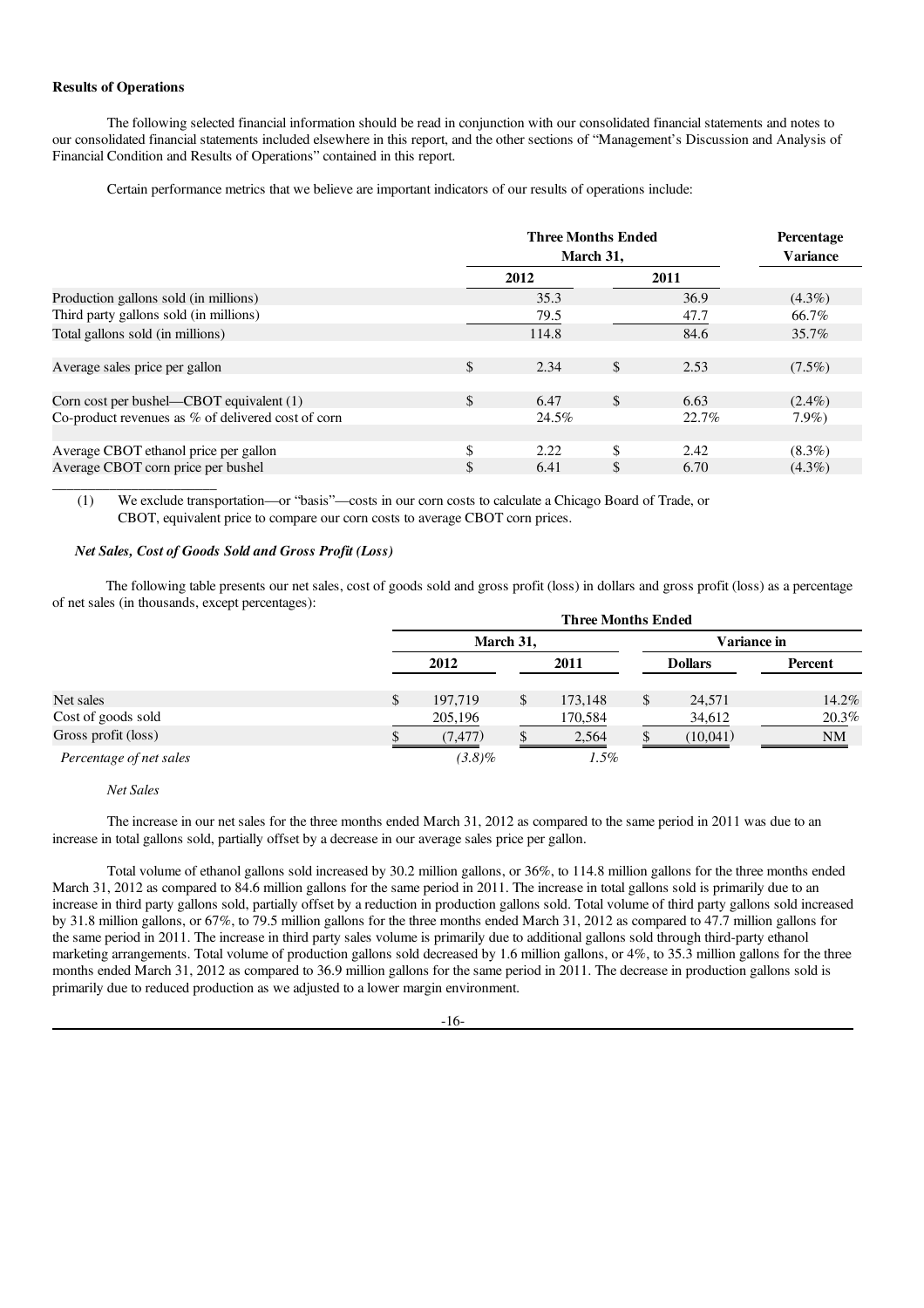**Results of Operations**

The following selected financial information should be read in conjunction with our consolidated financial statements and notes to our consolidated financial statements included elsewhere in this report, and the other sections of "Management's Discussion and Analysis of Financial Condition and Results of Operations" contained in this report.

Certain performance metrics that we believe are important indicators of our results of operations include:

| | Three Months Ended March 31, | | Percentage Variance |
|---|---|---|---|
| | 2012 | 2011 | |
| Production gallons sold (in millions) | 35.3 | 36.9 | (4.3%) |
| Third party gallons sold (in millions) | 79.5 | 47.7 | 66.7% |
| Total gallons sold (in millions) | 114.8 | 84.6 | 35.7% |
| Average sales price per gallon | $ 2.34 | $ 2.53 | (7.5%) |
| Corn cost per bushel—CBOT equivalent (1) | $ 6.47 | $ 6.63 | (2.4%) |
| Co-product revenues as % of delivered cost of corn | 24.5% | 22.7% | 7.9%) |
| Average CBOT ethanol price per gallon | $ 2.22 | $ 2.42 | (8.3%) |
| Average CBOT corn price per bushel | $ 6.41 | $ 6.70 | (4.3%) |

(1) We exclude transportation—or "basis"—costs in our corn costs to calculate a Chicago Board of Trade, or CBOT, equivalent price to compare our corn costs to average CBOT corn prices.

***Net Sales, Cost of Goods Sold and Gross Profit (Loss)***

The following table presents our net sales, cost of goods sold and gross profit (loss) in dollars and gross profit (loss) as a percentage of net sales (in thousands, except percentages):

| | Three Months Ended | | | |
|---|---|---|---|---|
| | March 31, | | Variance in | |
| | 2012 | 2011 | Dollars | Percent |
| Net sales | $ 197,719 | $ 173,148 | $ 24,571 | 14.2% |
| Cost of goods sold | 205,196 | 170,584 | 34,612 | 20.3% |
| Gross profit (loss) | $ (7,477) | $ 2,564 | $ (10,041) | NM |
| *Percentage of net sales* | *(3.8)%* | *1.5%* | | |

*Net Sales*

The increase in our net sales for the three months ended March 31, 2012 as compared to the same period in 2011 was due to an increase in total gallons sold, partially offset by a decrease in our average sales price per gallon.

Total volume of ethanol gallons sold increased by 30.2 million gallons, or 36%, to 114.8 million gallons for the three months ended March 31, 2012 as compared to 84.6 million gallons for the same period in 2011. The increase in total gallons sold is primarily due to an increase in third party gallons sold, partially offset by a reduction in production gallons sold. Total volume of third party gallons sold increased by 31.8 million gallons, or 67%, to 79.5 million gallons for the three months ended March 31, 2012 as compared to 47.7 million gallons for the same period in 2011. The increase in third party sales volume is primarily due to additional gallons sold through third-party ethanol marketing arrangements. Total volume of production gallons sold decreased by 1.6 million gallons, or 4%, to 35.3 million gallons for the three months ended March 31, 2012 as compared to 36.9 million gallons for the same period in 2011. The decrease in production gallons sold is primarily due to reduced production as we adjusted to a lower margin environment.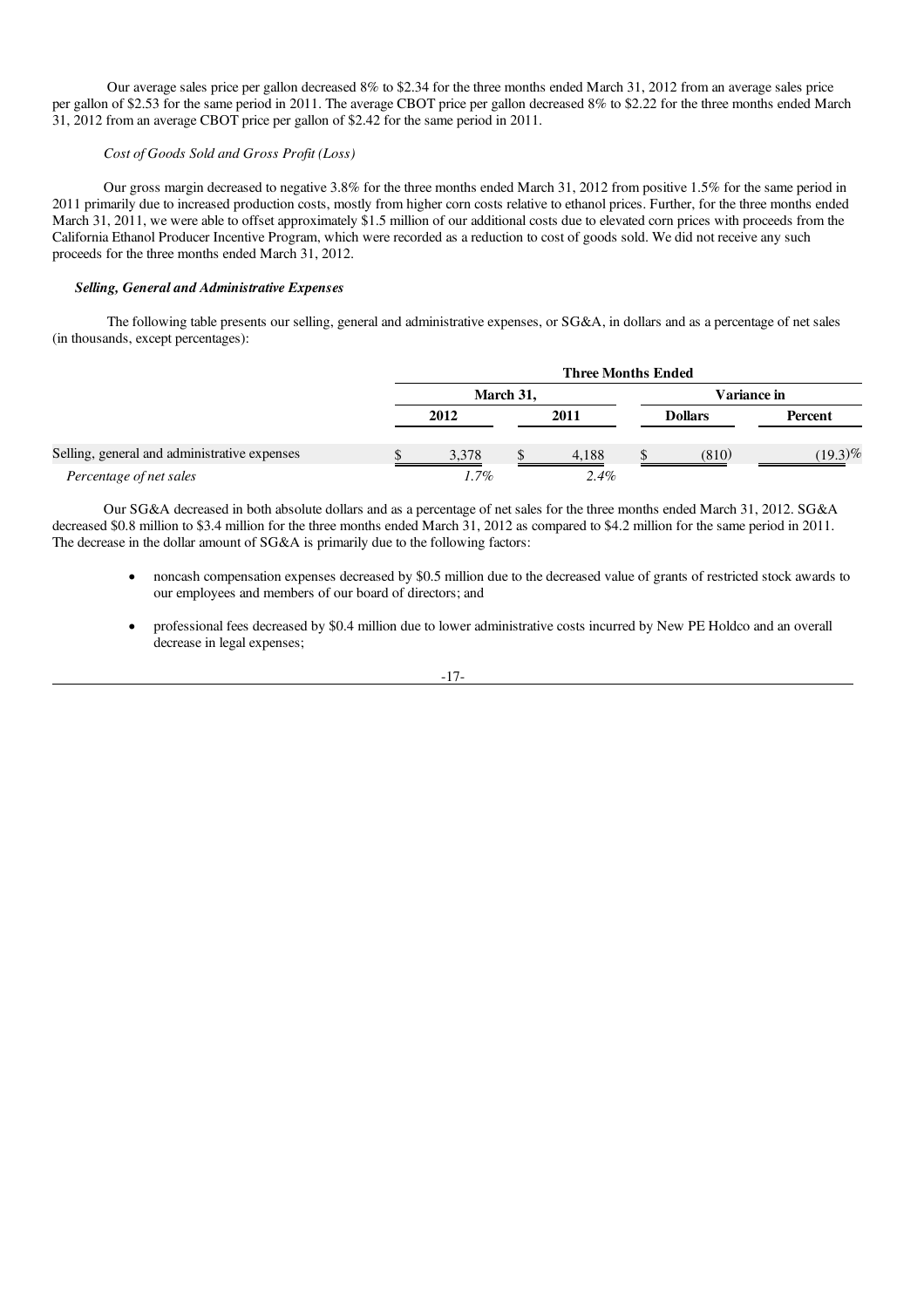Our average sales price per gallon decreased 8% to $2.34 for the three months ended March 31, 2012 from an average sales price per gallon of $2.53 for the same period in 2011. The average CBOT price per gallon decreased 8% to $2.22 for the three months ended March 31, 2012 from an average CBOT price per gallon of $2.42 for the same period in 2011.

*Cost of Goods Sold and Gross Profit (Loss)*

Our gross margin decreased to negative 3.8% for the three months ended March 31, 2012 from positive 1.5% for the same period in 2011 primarily due to increased production costs, mostly from higher corn costs relative to ethanol prices. Further, for the three months ended March 31, 2011, we were able to offset approximately $1.5 million of our additional costs due to elevated corn prices with proceeds from the California Ethanol Producer Incentive Program, which were recorded as a reduction to cost of goods sold. We did not receive any such proceeds for the three months ended March 31, 2012.

***Selling, General and Administrative Expenses***

The following table presents our selling, general and administrative expenses, or SG&A, in dollars and as a percentage of net sales (in thousands, except percentages):

| | Three Months Ended | | | |
|---|---|---|---|---|
| | March 31, | | Variance in | |
| | 2012 | 2011 | Dollars | Percent |
| Selling, general and administrative expenses | $ 3,378 | $ 4,188 | $ (810) | (19.3)% |
| *Percentage of net sales* | *1.7%* | *2.4%* | | |

Our SG&A decreased in both absolute dollars and as a percentage of net sales for the three months ended March 31, 2012. SG&A decreased $0.8 million to $3.4 million for the three months ended March 31, 2012 as compared to $4.2 million for the same period in 2011. The decrease in the dollar amount of SG&A is primarily due to the following factors:

- noncash compensation expenses decreased by $0.5 million due to the decreased value of grants of restricted stock awards to our employees and members of our board of directors; and
- professional fees decreased by $0.4 million due to lower administrative costs incurred by New PE Holdco and an overall decrease in legal expenses;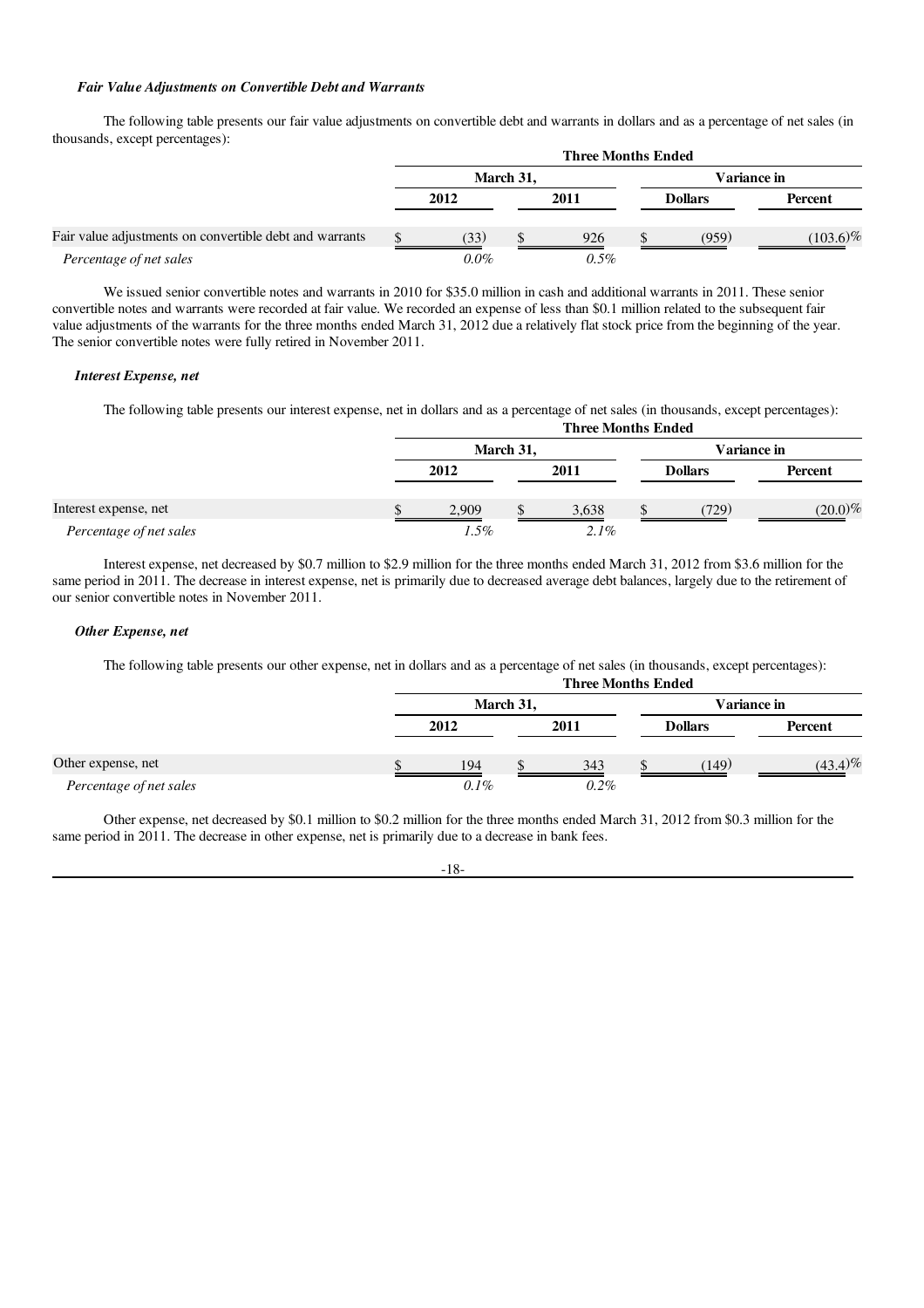***Fair Value Adjustments on Convertible Debt and Warrants***

The following table presents our fair value adjustments on convertible debt and warrants in dollars and as a percentage of net sales (in thousands, except percentages):

| | Three Months Ended | | | |
|---|---|---|---|---|
| | March 31, | | Variance in | |
| | 2012 | 2011 | Dollars | Percent |
| Fair value adjustments on convertible debt and warrants | $ (33) | $ 926 | $ (959) | (103.6)% |
| *Percentage of net sales* | *0.0%* | *0.5%* | | |

We issued senior convertible notes and warrants in 2010 for $35.0 million in cash and additional warrants in 2011. These senior convertible notes and warrants were recorded at fair value. We recorded an expense of less than $0.1 million related to the subsequent fair value adjustments of the warrants for the three months ended March 31, 2012 due a relatively flat stock price from the beginning of the year. The senior convertible notes were fully retired in November 2011.

***Interest Expense, net***

The following table presents our interest expense, net in dollars and as a percentage of net sales (in thousands, except percentages):

| | Three Months Ended | | | |
|---|---|---|---|---|
| | March 31, | | Variance in | |
| | 2012 | 2011 | Dollars | Percent |
| Interest expense, net | $ 2,909 | $ 3,638 | $ (729) | (20.0)% |
| *Percentage of net sales* | *1.5%* | *2.1%* | | |

Interest expense, net decreased by $0.7 million to $2.9 million for the three months ended March 31, 2012 from $3.6 million for the same period in 2011. The decrease in interest expense, net is primarily due to decreased average debt balances, largely due to the retirement of our senior convertible notes in November 2011.

***Other Expense, net***

The following table presents our other expense, net in dollars and as a percentage of net sales (in thousands, except percentages):

| | Three Months Ended | | | |
|---|---|---|---|---|
| | March 31, | | Variance in | |
| | 2012 | 2011 | Dollars | Percent |
| Other expense, net | $ 194 | $ 343 | $ (149) | (43.4)% |
| *Percentage of net sales* | *0.1%* | *0.2%* | | |

Other expense, net decreased by $0.1 million to $0.2 million for the three months ended March 31, 2012 from $0.3 million for the same period in 2011. The decrease in other expense, net is primarily due to a decrease in bank fees.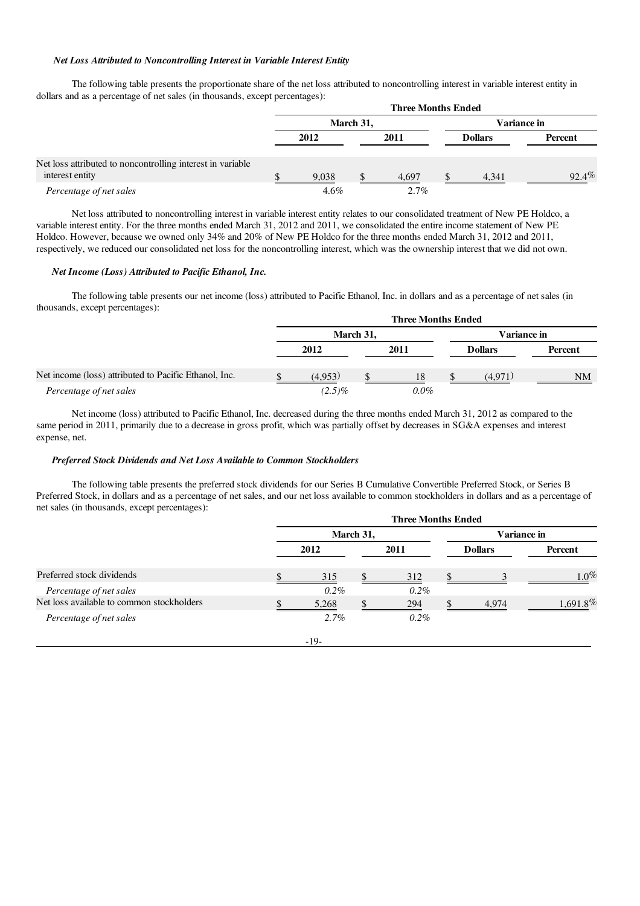*Net Loss Attributed to Noncontrolling Interest in Variable Interest Entity*

The following table presents the proportionate share of the net loss attributed to noncontrolling interest in variable interest entity in dollars and as a percentage of net sales (in thousands, except percentages):

| | Three Months Ended | | | |
|---|---|---|---|---|
| | March 31, | | Variance in | |
| | 2012 | 2011 | Dollars | Percent |
| Net loss attributed to noncontrolling interest in variable interest entity | $ 9,038 | $ 4,697 | $ 4,341 | 92.4% |
| *Percentage of net sales* | 4.6% | 2.7% | | |

Net loss attributed to noncontrolling interest in variable interest entity relates to our consolidated treatment of New PE Holdco, a variable interest entity. For the three months ended March 31, 2012 and 2011, we consolidated the entire income statement of New PE Holdco. However, because we owned only 34% and 20% of New PE Holdco for the three months ended March 31, 2012 and 2011, respectively, we reduced our consolidated net loss for the noncontrolling interest, which was the ownership interest that we did not own.

*Net Income (Loss) Attributed to Pacific Ethanol, Inc.*

The following table presents our net income (loss) attributed to Pacific Ethanol, Inc. in dollars and as a percentage of net sales (in thousands, except percentages):

| | Three Months Ended | | | |
|---|---|---|---|---|
| | March 31, | | Variance in | |
| | 2012 | 2011 | Dollars | Percent |
| Net income (loss) attributed to Pacific Ethanol, Inc. | $ (4,953) | $ 18 | $ (4,971) | NM |
| *Percentage of net sales* | *(2.5)%* | *0.0%* | | |

Net income (loss) attributed to Pacific Ethanol, Inc. decreased during the three months ended March 31, 2012 as compared to the same period in 2011, primarily due to a decrease in gross profit, which was partially offset by decreases in SG&A expenses and interest expense, net.

*Preferred Stock Dividends and Net Loss Available to Common Stockholders*

The following table presents the preferred stock dividends for our Series B Cumulative Convertible Preferred Stock, or Series B Preferred Stock, in dollars and as a percentage of net sales, and our net loss available to common stockholders in dollars and as a percentage of net sales (in thousands, except percentages):

| | Three Months Ended | | | |
|---|---|---|---|---|
| | March 31, | | Variance in | |
| | 2012 | 2011 | Dollars | Percent |
| Preferred stock dividends | $ 315 | $ 312 | $ 3 | 1.0% |
| *Percentage of net sales* | *0.2%* | *0.2%* | | |
| Net loss available to common stockholders | $ 5,268 | $ 294 | $ 4,974 | 1,691.8% |
| *Percentage of net sales* | *2.7%* | *0.2%* | | |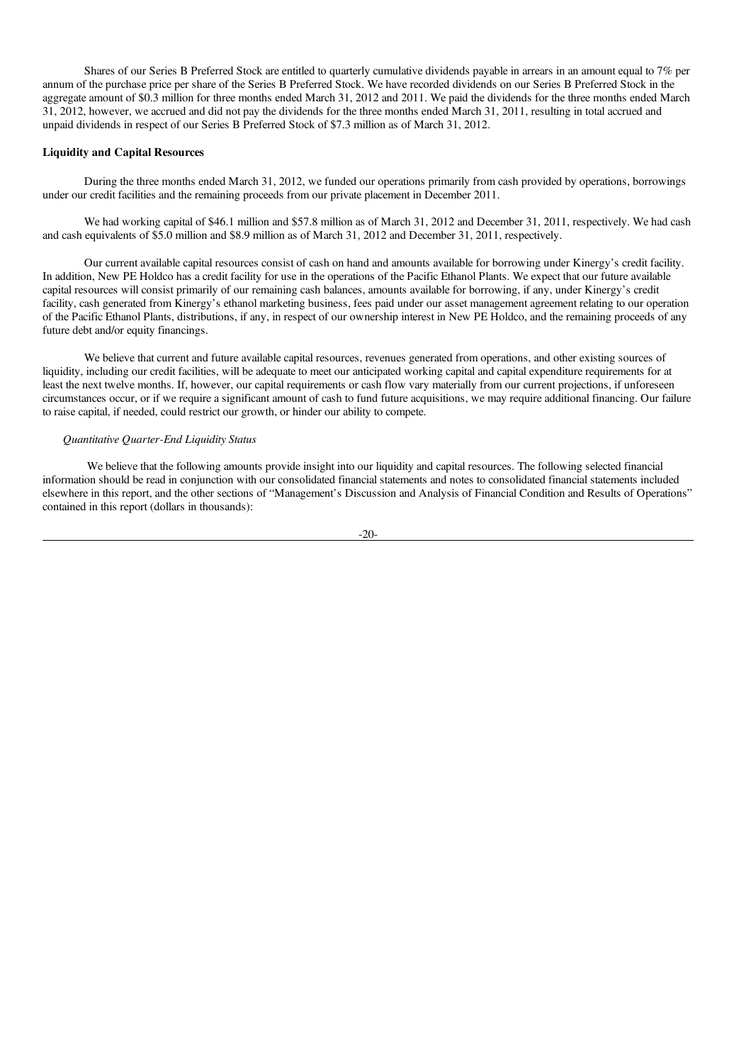Shares of our Series B Preferred Stock are entitled to quarterly cumulative dividends payable in arrears in an amount equal to 7% per annum of the purchase price per share of the Series B Preferred Stock. We have recorded dividends on our Series B Preferred Stock in the aggregate amount of $0.3 million for three months ended March 31, 2012 and 2011. We paid the dividends for the three months ended March 31, 2012, however, we accrued and did not pay the dividends for the three months ended March 31, 2011, resulting in total accrued and unpaid dividends in respect of our Series B Preferred Stock of $7.3 million as of March 31, 2012.

**Liquidity and Capital Resources**

During the three months ended March 31, 2012, we funded our operations primarily from cash provided by operations, borrowings under our credit facilities and the remaining proceeds from our private placement in December 2011.

We had working capital of $46.1 million and $57.8 million as of March 31, 2012 and December 31, 2011, respectively. We had cash and cash equivalents of $5.0 million and $8.9 million as of March 31, 2012 and December 31, 2011, respectively.

Our current available capital resources consist of cash on hand and amounts available for borrowing under Kinergy's credit facility. In addition, New PE Holdco has a credit facility for use in the operations of the Pacific Ethanol Plants. We expect that our future available capital resources will consist primarily of our remaining cash balances, amounts available for borrowing, if any, under Kinergy's credit facility, cash generated from Kinergy's ethanol marketing business, fees paid under our asset management agreement relating to our operation of the Pacific Ethanol Plants, distributions, if any, in respect of our ownership interest in New PE Holdco, and the remaining proceeds of any future debt and/or equity financings.

We believe that current and future available capital resources, revenues generated from operations, and other existing sources of liquidity, including our credit facilities, will be adequate to meet our anticipated working capital and capital expenditure requirements for at least the next twelve months. If, however, our capital requirements or cash flow vary materially from our current projections, if unforeseen circumstances occur, or if we require a significant amount of cash to fund future acquisitions, we may require additional financing. Our failure to raise capital, if needed, could restrict our growth, or hinder our ability to compete.

*Quantitative Quarter-End Liquidity Status*

We believe that the following amounts provide insight into our liquidity and capital resources. The following selected financial information should be read in conjunction with our consolidated financial statements and notes to consolidated financial statements included elsewhere in this report, and the other sections of "Management's Discussion and Analysis of Financial Condition and Results of Operations" contained in this report (dollars in thousands):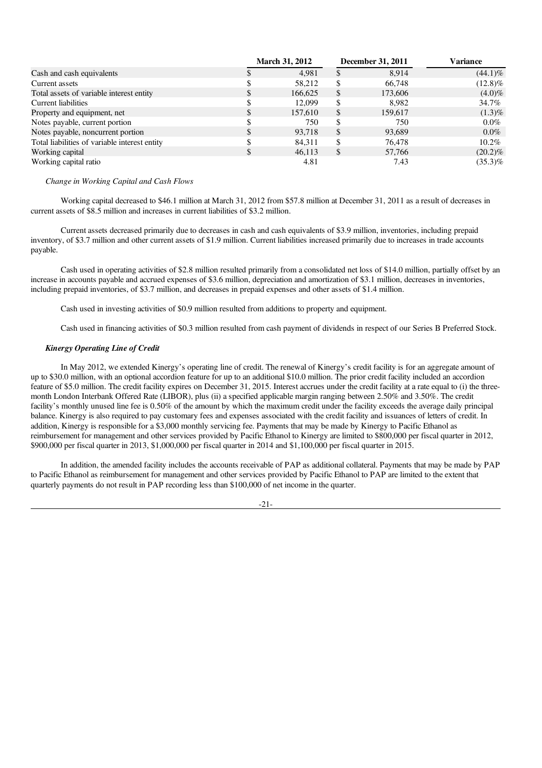| | March 31, 2012 | December 31, 2011 | Variance |
|---|---|---|---|
| Cash and cash equivalents | $ 4,981 | $ 8,914 | (44.1)% |
| Current assets | $ 58,212 | $ 66,748 | (12.8)% |
| Total assets of variable interest entity | $ 166,625 | $ 173,606 | (4.0)% |
| Current liabilities | $ 12,099 | $ 8,982 | 34.7% |
| Property and equipment, net | $ 157,610 | $ 159,617 | (1.3)% |
| Notes payable, current portion | $ 750 | $ 750 | 0.0% |
| Notes payable, noncurrent portion | $ 93,718 | $ 93,689 | 0.0% |
| Total liabilities of variable interest entity | $ 84,311 | $ 76,478 | 10.2% |
| Working capital | $ 46,113 | $ 57,766 | (20.2)% |
| Working capital ratio | 4.81 | 7.43 | (35.3)% |

*Change in Working Capital and Cash Flows*

Working capital decreased to $46.1 million at March 31, 2012 from $57.8 million at December 31, 2011 as a result of decreases in current assets of $8.5 million and increases in current liabilities of $3.2 million.

Current assets decreased primarily due to decreases in cash and cash equivalents of $3.9 million, inventories, including prepaid inventory, of $3.7 million and other current assets of $1.9 million. Current liabilities increased primarily due to increases in trade accounts payable.

Cash used in operating activities of $2.8 million resulted primarily from a consolidated net loss of $14.0 million, partially offset by an increase in accounts payable and accrued expenses of $3.6 million, depreciation and amortization of $3.1 million, decreases in inventories, including prepaid inventories, of $3.7 million, and decreases in prepaid expenses and other assets of $1.4 million.

Cash used in investing activities of $0.9 million resulted from additions to property and equipment.

Cash used in financing activities of $0.3 million resulted from cash payment of dividends in respect of our Series B Preferred Stock.

***Kinergy Operating Line of Credit***

In May 2012, we extended Kinergy's operating line of credit. The renewal of Kinergy's credit facility is for an aggregate amount of up to $30.0 million, with an optional accordion feature for up to an additional $10.0 million. The prior credit facility included an accordion feature of $5.0 million. The credit facility expires on December 31, 2015. Interest accrues under the credit facility at a rate equal to (i) the three-month London Interbank Offered Rate (LIBOR), plus (ii) a specified applicable margin ranging between 2.50% and 3.50%. The credit facility's monthly unused line fee is 0.50% of the amount by which the maximum credit under the facility exceeds the average daily principal balance. Kinergy is also required to pay customary fees and expenses associated with the credit facility and issuances of letters of credit. In addition, Kinergy is responsible for a $3,000 monthly servicing fee. Payments that may be made by Kinergy to Pacific Ethanol as reimbursement for management and other services provided by Pacific Ethanol to Kinergy are limited to $800,000 per fiscal quarter in 2012, $900,000 per fiscal quarter in 2013, $1,000,000 per fiscal quarter in 2014 and $1,100,000 per fiscal quarter in 2015.

In addition, the amended facility includes the accounts receivable of PAP as additional collateral. Payments that may be made by PAP to Pacific Ethanol as reimbursement for management and other services provided by Pacific Ethanol to PAP are limited to the extent that quarterly payments do not result in PAP recording less than $100,000 of net income in the quarter.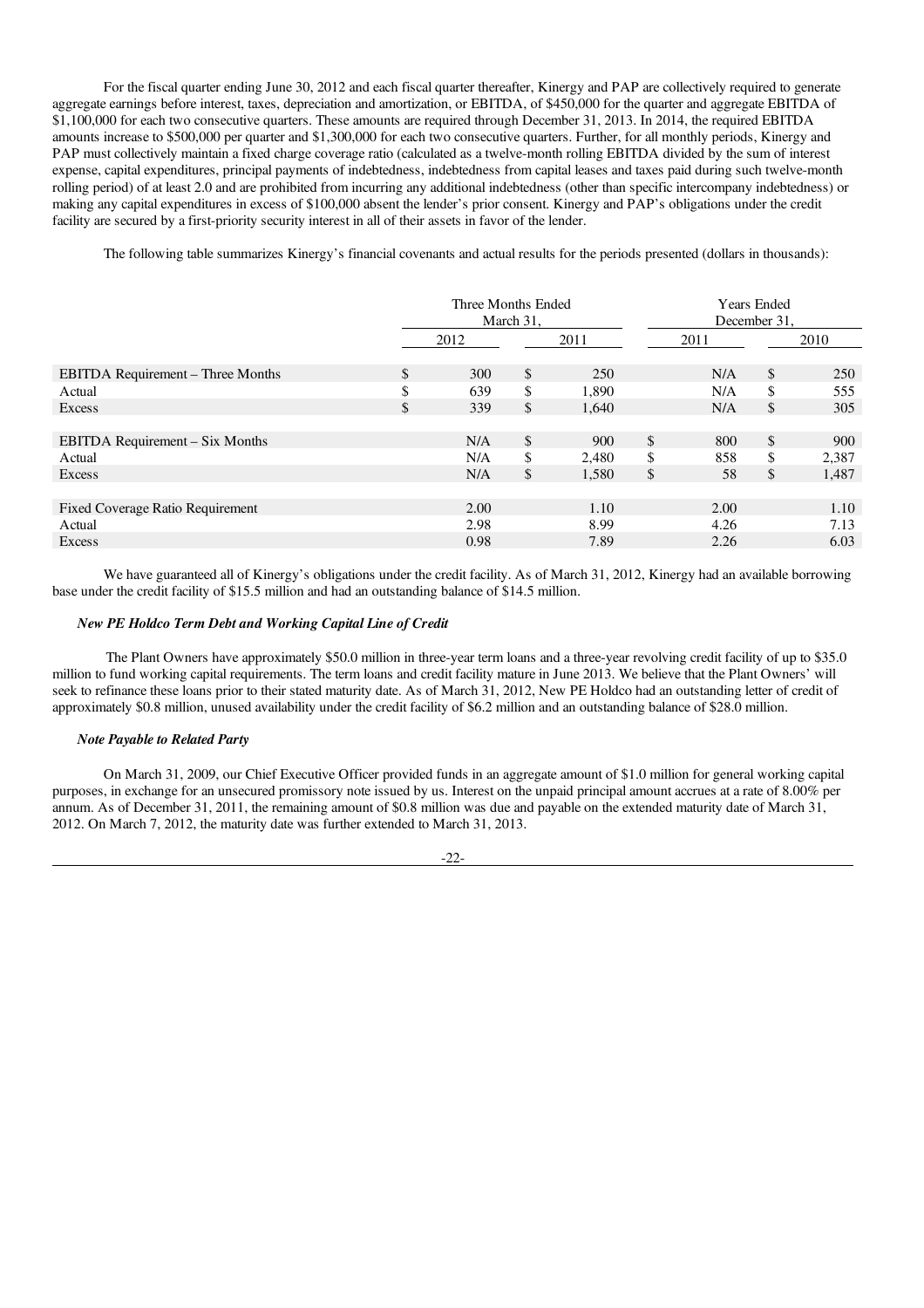For the fiscal quarter ending June 30, 2012 and each fiscal quarter thereafter, Kinergy and PAP are collectively required to generate aggregate earnings before interest, taxes, depreciation and amortization, or EBITDA, of \$450,000 for the quarter and aggregate EBITDA of \$1,100,000 for each two consecutive quarters. These amounts are required through December 31, 2013. In 2014, the required EBITDA amounts increase to \$500,000 per quarter and \$1,300,000 for each two consecutive quarters. Further, for all monthly periods, Kinergy and PAP must collectively maintain a fixed charge coverage ratio (calculated as a twelve-month rolling EBITDA divided by the sum of interest expense, capital expenditures, principal payments of indebtedness, indebtedness from capital leases and taxes paid during such twelve-month rolling period) of at least 2.0 and are prohibited from incurring any additional indebtedness (other than specific intercompany indebtedness) or making any capital expenditures in excess of \$100,000 absent the lender's prior consent. Kinergy and PAP's obligations under the credit facility are secured by a first-priority security interest in all of their assets in favor of the lender.

The following table summarizes Kinergy's financial covenants and actual results for the periods presented (dollars in thousands):

| | Three Months Ended March 31, | | Years Ended December 31, | |
|---|---|---|---|---|
| | 2012 | 2011 | 2011 | 2010 |
| EBITDA Requirement – Three Months | $ 300 | $ 250 | N/A | $ 250 |
| Actual | $ 639 | $ 1,890 | N/A | $ 555 |
| Excess | $ 339 | $ 1,640 | N/A | $ 305 |
| | | | | |
| EBITDA Requirement – Six Months | N/A | $ 900 | $ 800 | $ 900 |
| Actual | N/A | $ 2,480 | $ 858 | $ 2,387 |
| Excess | N/A | $ 1,580 | $ 58 | $ 1,487 |
| | | | | |
| Fixed Coverage Ratio Requirement | 2.00 | 1.10 | 2.00 | 1.10 |
| Actual | 2.98 | 8.99 | 4.26 | 7.13 |
| Excess | 0.98 | 7.89 | 2.26 | 6.03 |

We have guaranteed all of Kinergy's obligations under the credit facility. As of March 31, 2012, Kinergy had an available borrowing base under the credit facility of \$15.5 million and had an outstanding balance of \$14.5 million.

***New PE Holdco Term Debt and Working Capital Line of Credit***

The Plant Owners have approximately \$50.0 million in three-year term loans and a three-year revolving credit facility of up to \$35.0 million to fund working capital requirements. The term loans and credit facility mature in June 2013. We believe that the Plant Owners' will seek to refinance these loans prior to their stated maturity date. As of March 31, 2012, New PE Holdco had an outstanding letter of credit of approximately \$0.8 million, unused availability under the credit facility of \$6.2 million and an outstanding balance of \$28.0 million.

***Note Payable to Related Party***

On March 31, 2009, our Chief Executive Officer provided funds in an aggregate amount of \$1.0 million for general working capital purposes, in exchange for an unsecured promissory note issued by us. Interest on the unpaid principal amount accrues at a rate of 8.00% per annum. As of December 31, 2011, the remaining amount of \$0.8 million was due and payable on the extended maturity date of March 31, 2012. On March 7, 2012, the maturity date was further extended to March 31, 2013.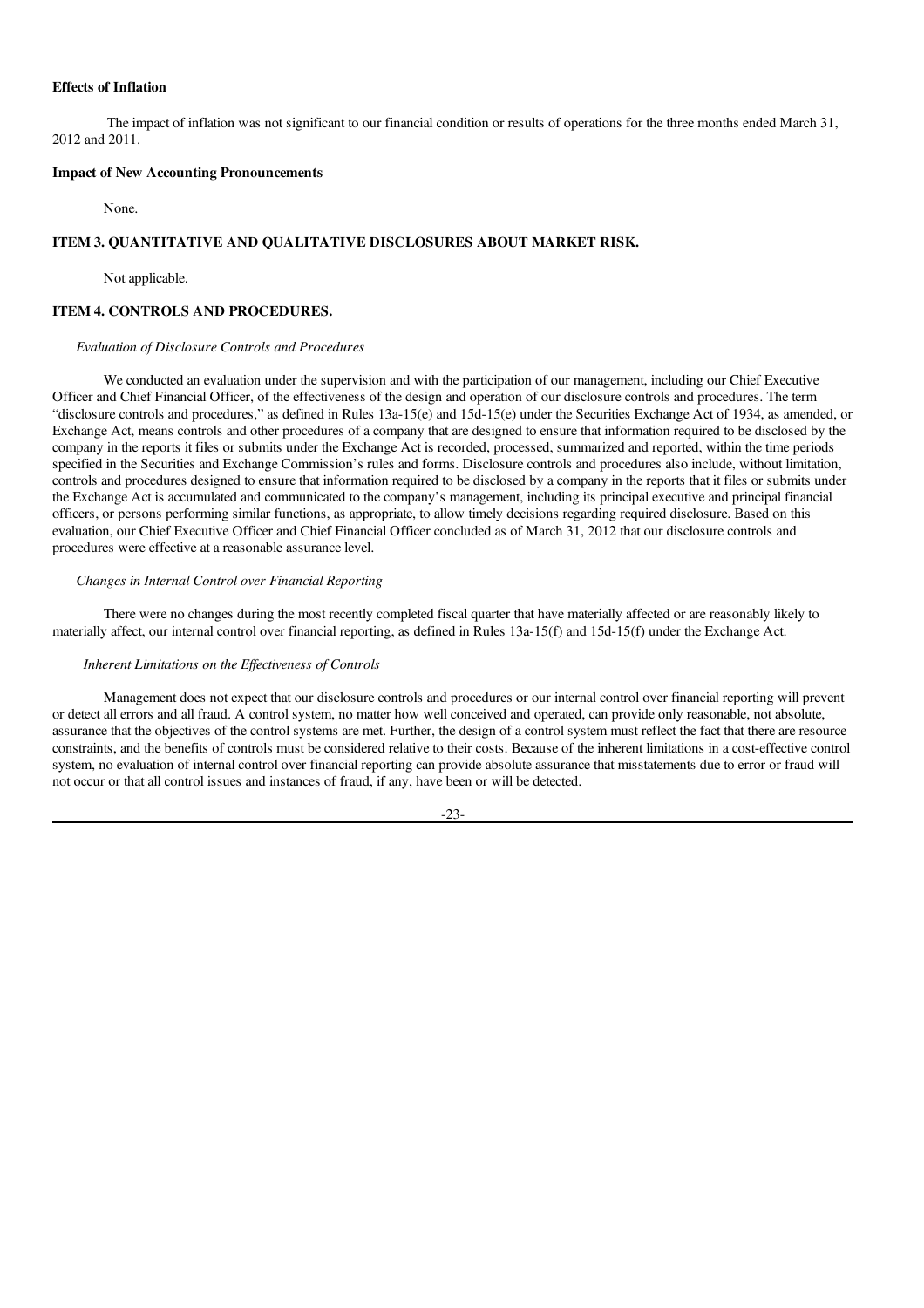**Effects of Inflation**

The impact of inflation was not significant to our financial condition or results of operations for the three months ended March 31, 2012 and 2011.

**Impact of New Accounting Pronouncements**

None.

## ITEM 3. QUANTITATIVE AND QUALITATIVE DISCLOSURES ABOUT MARKET RISK.

Not applicable.

## ITEM 4. CONTROLS AND PROCEDURES.

*Evaluation of Disclosure Controls and Procedures*

We conducted an evaluation under the supervision and with the participation of our management, including our Chief Executive Officer and Chief Financial Officer, of the effectiveness of the design and operation of our disclosure controls and procedures. The term "disclosure controls and procedures," as defined in Rules 13a-15(e) and 15d-15(e) under the Securities Exchange Act of 1934, as amended, or Exchange Act, means controls and other procedures of a company that are designed to ensure that information required to be disclosed by the company in the reports it files or submits under the Exchange Act is recorded, processed, summarized and reported, within the time periods specified in the Securities and Exchange Commission's rules and forms. Disclosure controls and procedures also include, without limitation, controls and procedures designed to ensure that information required to be disclosed by a company in the reports that it files or submits under the Exchange Act is accumulated and communicated to the company's management, including its principal executive and principal financial officers, or persons performing similar functions, as appropriate, to allow timely decisions regarding required disclosure. Based on this evaluation, our Chief Executive Officer and Chief Financial Officer concluded as of March 31, 2012 that our disclosure controls and procedures were effective at a reasonable assurance level.

*Changes in Internal Control over Financial Reporting*

There were no changes during the most recently completed fiscal quarter that have materially affected or are reasonably likely to materially affect, our internal control over financial reporting, as defined in Rules 13a-15(f) and 15d-15(f) under the Exchange Act.

*Inherent Limitations on the Effectiveness of Controls*

Management does not expect that our disclosure controls and procedures or our internal control over financial reporting will prevent or detect all errors and all fraud. A control system, no matter how well conceived and operated, can provide only reasonable, not absolute, assurance that the objectives of the control systems are met. Further, the design of a control system must reflect the fact that there are resource constraints, and the benefits of controls must be considered relative to their costs. Because of the inherent limitations in a cost-effective control system, no evaluation of internal control over financial reporting can provide absolute assurance that misstatements due to error or fraud will not occur or that all control issues and instances of fraud, if any, have been or will be detected.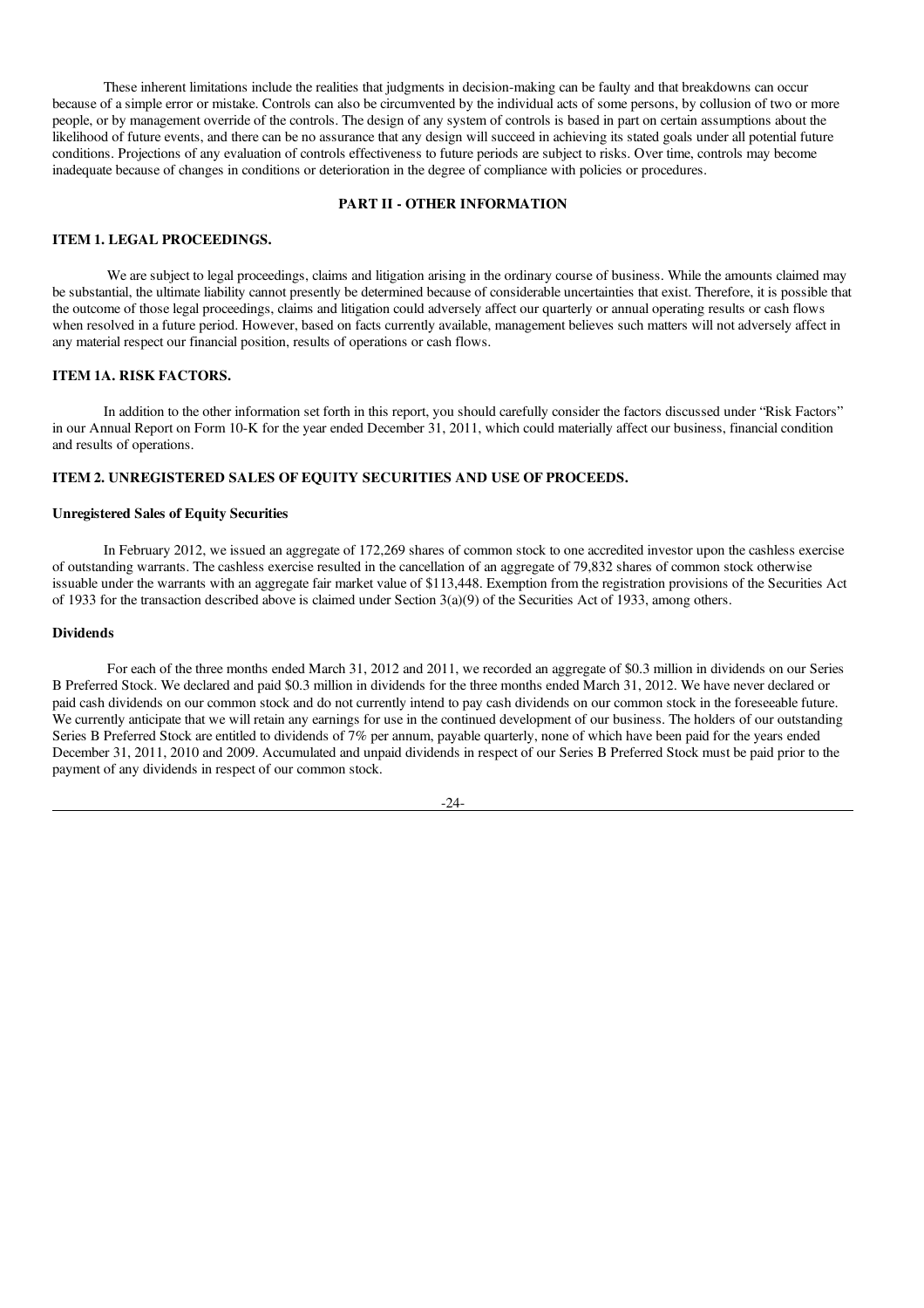These inherent limitations include the realities that judgments in decision-making can be faulty and that breakdowns can occur because of a simple error or mistake. Controls can also be circumvented by the individual acts of some persons, by collusion of two or more people, or by management override of the controls. The design of any system of controls is based in part on certain assumptions about the likelihood of future events, and there can be no assurance that any design will succeed in achieving its stated goals under all potential future conditions. Projections of any evaluation of controls effectiveness to future periods are subject to risks. Over time, controls may become inadequate because of changes in conditions or deterioration in the degree of compliance with policies or procedures.

## PART II - OTHER INFORMATION

### ITEM 1. LEGAL PROCEEDINGS.

We are subject to legal proceedings, claims and litigation arising in the ordinary course of business. While the amounts claimed may be substantial, the ultimate liability cannot presently be determined because of considerable uncertainties that exist. Therefore, it is possible that the outcome of those legal proceedings, claims and litigation could adversely affect our quarterly or annual operating results or cash flows when resolved in a future period. However, based on facts currently available, management believes such matters will not adversely affect in any material respect our financial position, results of operations or cash flows.

### ITEM 1A. RISK FACTORS.

In addition to the other information set forth in this report, you should carefully consider the factors discussed under "Risk Factors" in our Annual Report on Form 10-K for the year ended December 31, 2011, which could materially affect our business, financial condition and results of operations.

### ITEM 2. UNREGISTERED SALES OF EQUITY SECURITIES AND USE OF PROCEEDS.

**Unregistered Sales of Equity Securities**

In February 2012, we issued an aggregate of 172,269 shares of common stock to one accredited investor upon the cashless exercise of outstanding warrants. The cashless exercise resulted in the cancellation of an aggregate of 79,832 shares of common stock otherwise issuable under the warrants with an aggregate fair market value of $113,448. Exemption from the registration provisions of the Securities Act of 1933 for the transaction described above is claimed under Section 3(a)(9) of the Securities Act of 1933, among others.

**Dividends**

For each of the three months ended March 31, 2012 and 2011, we recorded an aggregate of $0.3 million in dividends on our Series B Preferred Stock. We declared and paid $0.3 million in dividends for the three months ended March 31, 2012. We have never declared or paid cash dividends on our common stock and do not currently intend to pay cash dividends on our common stock in the foreseeable future. We currently anticipate that we will retain any earnings for use in the continued development of our business. The holders of our outstanding Series B Preferred Stock are entitled to dividends of 7% per annum, payable quarterly, none of which have been paid for the years ended December 31, 2011, 2010 and 2009. Accumulated and unpaid dividends in respect of our Series B Preferred Stock must be paid prior to the payment of any dividends in respect of our common stock.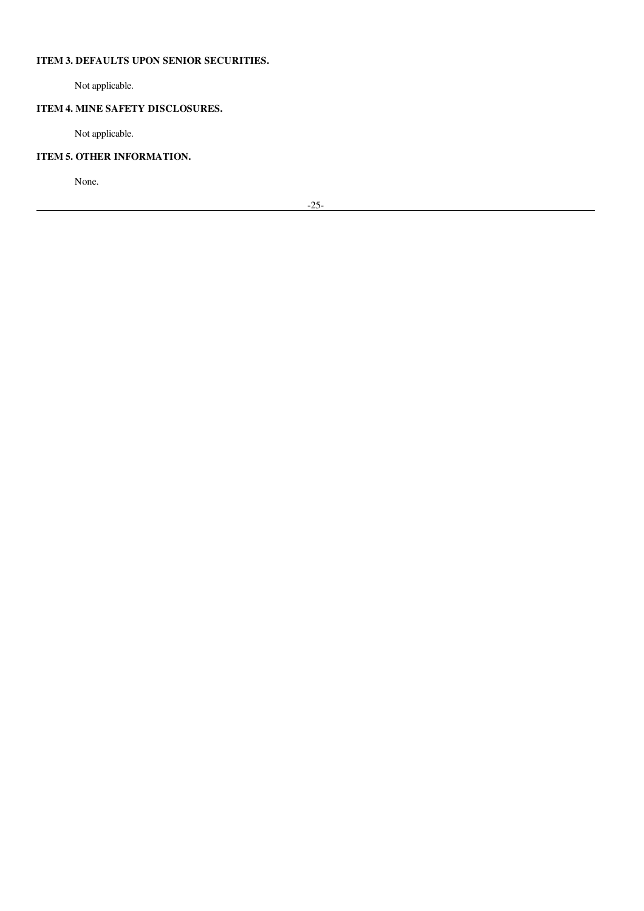### ITEM 3. DEFAULTS UPON SENIOR SECURITIES.

Not applicable.

### ITEM 4. MINE SAFETY DISCLOSURES.

Not applicable.

### ITEM 5. OTHER INFORMATION.

None.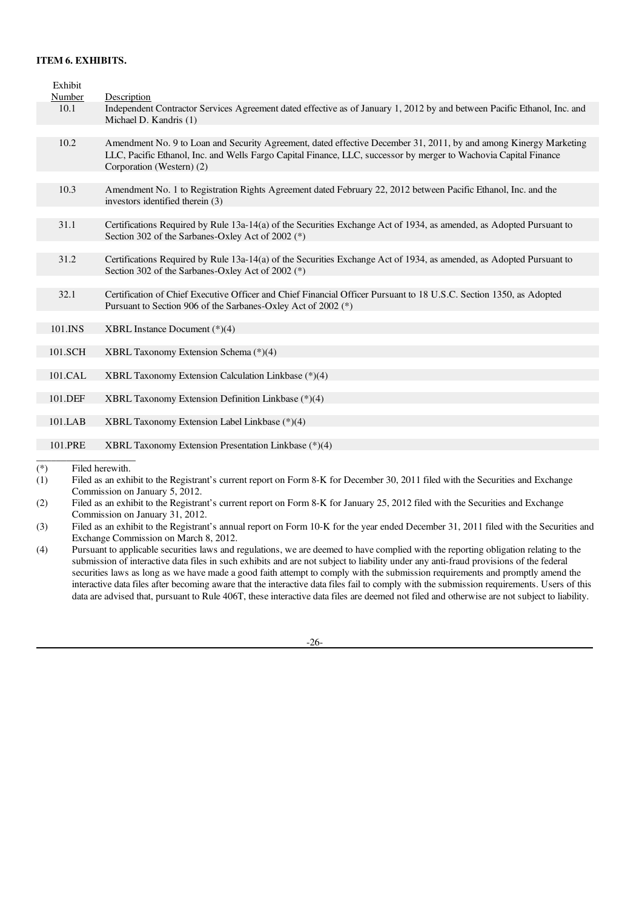**ITEM 6. EXHIBITS.**

| Exhibit Number | Description |
| --- | --- |
| 10.1 | Independent Contractor Services Agreement dated effective as of January 1, 2012 by and between Pacific Ethanol, Inc. and Michael D. Kandris (1) |
| 10.2 | Amendment No. 9 to Loan and Security Agreement, dated effective December 31, 2011, by and among Kinergy Marketing LLC, Pacific Ethanol, Inc. and Wells Fargo Capital Finance, LLC, successor by merger to Wachovia Capital Finance Corporation (Western) (2) |
| 10.3 | Amendment No. 1 to Registration Rights Agreement dated February 22, 2012 between Pacific Ethanol, Inc. and the investors identified therein (3) |
| 31.1 | Certifications Required by Rule 13a-14(a) of the Securities Exchange Act of 1934, as amended, as Adopted Pursuant to Section 302 of the Sarbanes-Oxley Act of 2002 (*) |
| 31.2 | Certifications Required by Rule 13a-14(a) of the Securities Exchange Act of 1934, as amended, as Adopted Pursuant to Section 302 of the Sarbanes-Oxley Act of 2002 (*) |
| 32.1 | Certification of Chief Executive Officer and Chief Financial Officer Pursuant to 18 U.S.C. Section 1350, as Adopted Pursuant to Section 906 of the Sarbanes-Oxley Act of 2002 (*) |
| 101.INS | XBRL Instance Document (*)(4) |
| 101.SCH | XBRL Taxonomy Extension Schema (*)(4) |
| 101.CAL | XBRL Taxonomy Extension Calculation Linkbase (*)(4) |
| 101.DEF | XBRL Taxonomy Extension Definition Linkbase (*)(4) |
| 101.LAB | XBRL Taxonomy Extension Label Linkbase (*)(4) |
| 101.PRE | XBRL Taxonomy Extension Presentation Linkbase (*)(4) |

---

(*) Filed herewith.

(1) Filed as an exhibit to the Registrant's current report on Form 8-K for December 30, 2011 filed with the Securities and Exchange Commission on January 5, 2012.

(2) Filed as an exhibit to the Registrant's current report on Form 8-K for January 25, 2012 filed with the Securities and Exchange Commission on January 31, 2012.

(3) Filed as an exhibit to the Registrant's annual report on Form 10-K for the year ended December 31, 2011 filed with the Securities and Exchange Commission on March 8, 2012.

(4) Pursuant to applicable securities laws and regulations, we are deemed to have complied with the reporting obligation relating to the submission of interactive data files in such exhibits and are not subject to liability under any anti-fraud provisions of the federal securities laws as long as we have made a good faith attempt to comply with the submission requirements and promptly amend the interactive data files after becoming aware that the interactive data files fail to comply with the submission requirements. Users of this data are advised that, pursuant to Rule 406T, these interactive data files are deemed not filed and otherwise are not subject to liability.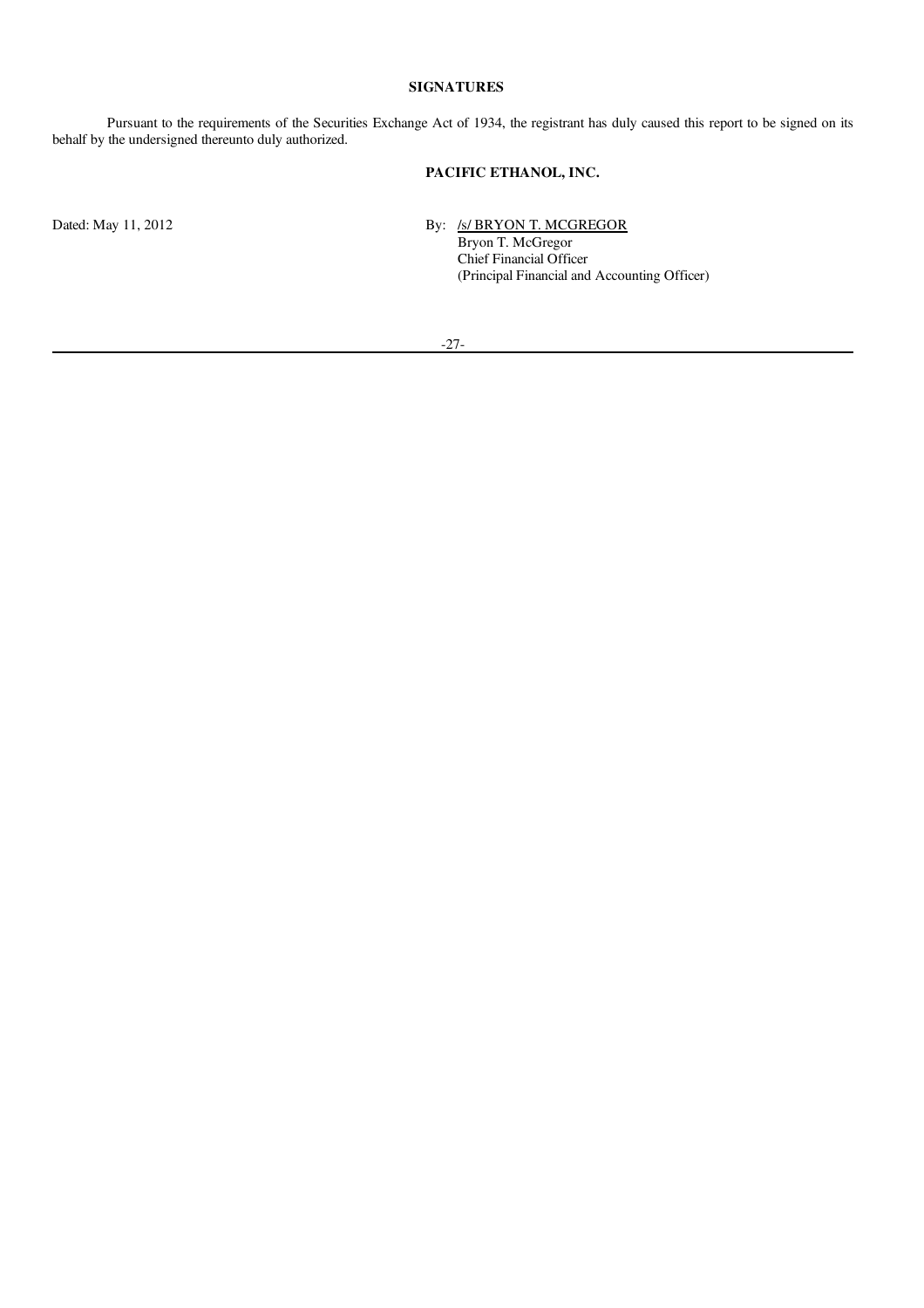# SIGNATURES

Pursuant to the requirements of the Securities Exchange Act of 1934, the registrant has duly caused this report to be signed on its behalf by the undersigned thereunto duly authorized.

**PACIFIC ETHANOL, INC.**

Dated: May 11, 2012

By: /s/ BRYON T. MCGREGOR
Bryon T. McGregor
Chief Financial Officer
(Principal Financial and Accounting Officer)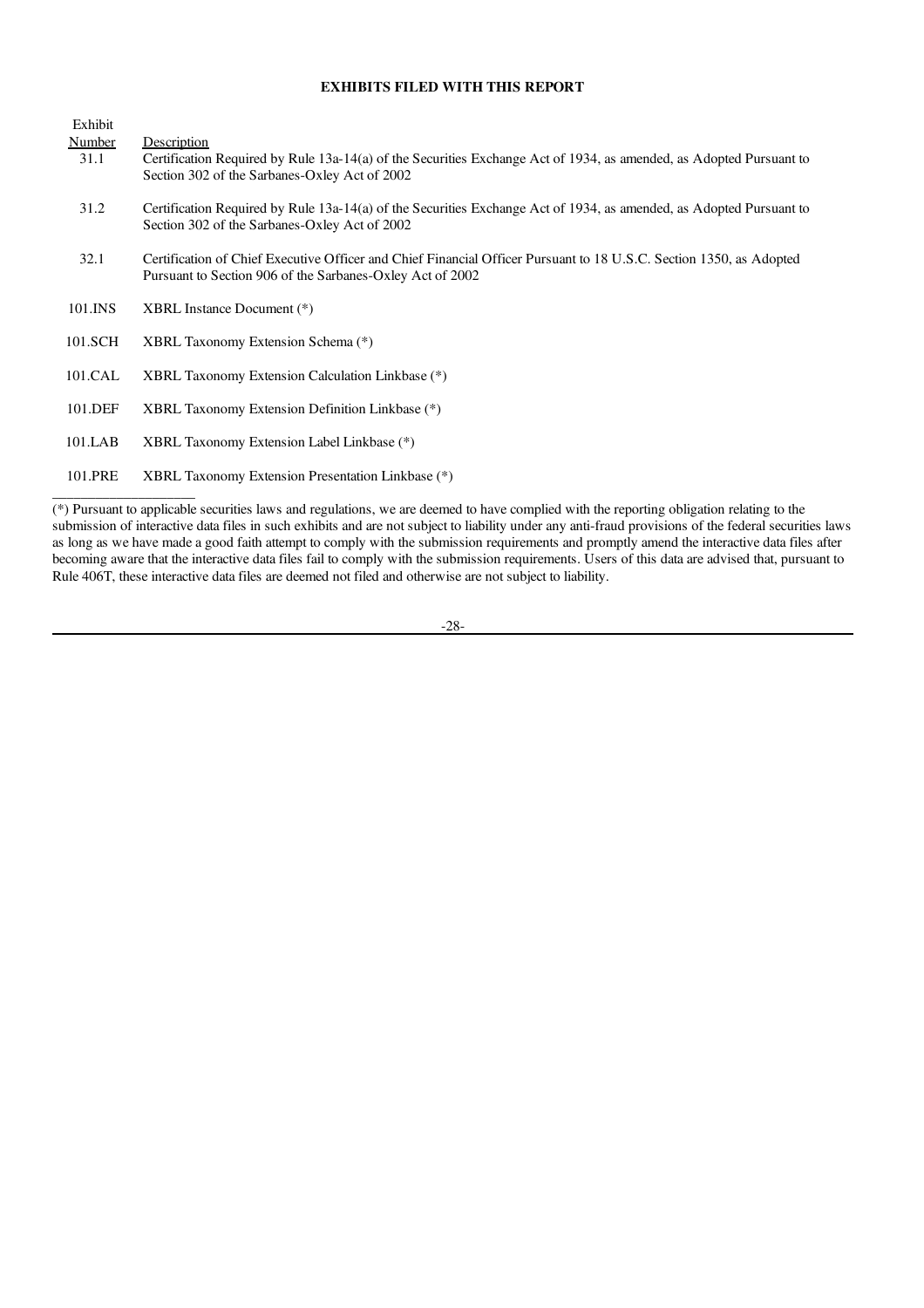**EXHIBITS FILED WITH THIS REPORT**

| Exhibit Number | Description |
|---|---|
| 31.1 | Certification Required by Rule 13a-14(a) of the Securities Exchange Act of 1934, as amended, as Adopted Pursuant to Section 302 of the Sarbanes-Oxley Act of 2002 |
| 31.2 | Certification Required by Rule 13a-14(a) of the Securities Exchange Act of 1934, as amended, as Adopted Pursuant to Section 302 of the Sarbanes-Oxley Act of 2002 |
| 32.1 | Certification of Chief Executive Officer and Chief Financial Officer Pursuant to 18 U.S.C. Section 1350, as Adopted Pursuant to Section 906 of the Sarbanes-Oxley Act of 2002 |
| 101.INS | XBRL Instance Document (*) |
| 101.SCH | XBRL Taxonomy Extension Schema (*) |
| 101.CAL | XBRL Taxonomy Extension Calculation Linkbase (*) |
| 101.DEF | XBRL Taxonomy Extension Definition Linkbase (*) |
| 101.LAB | XBRL Taxonomy Extension Label Linkbase (*) |
| 101.PRE | XBRL Taxonomy Extension Presentation Linkbase (*) |

(*) Pursuant to applicable securities laws and regulations, we are deemed to have complied with the reporting obligation relating to the submission of interactive data files in such exhibits and are not subject to liability under any anti-fraud provisions of the federal securities laws as long as we have made a good faith attempt to comply with the submission requirements and promptly amend the interactive data files after becoming aware that the interactive data files fail to comply with the submission requirements. Users of this data are advised that, pursuant to Rule 406T, these interactive data files are deemed not filed and otherwise are not subject to liability.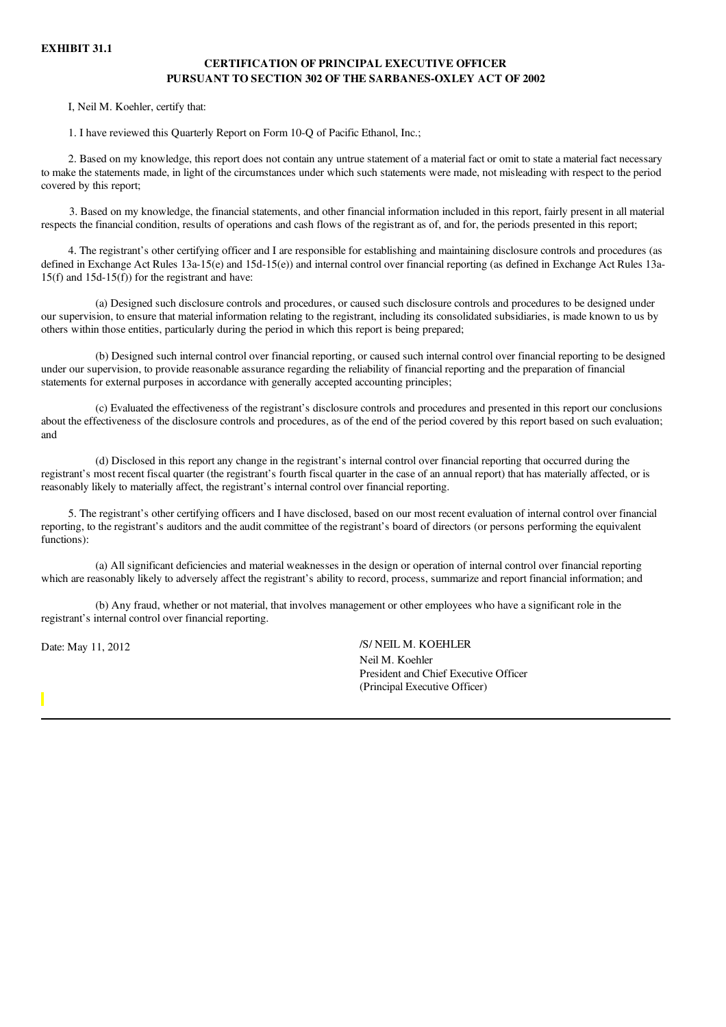**EXHIBIT 31.1**

**CERTIFICATION OF PRINCIPAL EXECUTIVE OFFICER PURSUANT TO SECTION 302 OF THE SARBANES-OXLEY ACT OF 2002**

I, Neil M. Koehler, certify that:

1. I have reviewed this Quarterly Report on Form 10-Q of Pacific Ethanol, Inc.;

2. Based on my knowledge, this report does not contain any untrue statement of a material fact or omit to state a material fact necessary to make the statements made, in light of the circumstances under which such statements were made, not misleading with respect to the period covered by this report;

3. Based on my knowledge, the financial statements, and other financial information included in this report, fairly present in all material respects the financial condition, results of operations and cash flows of the registrant as of, and for, the periods presented in this report;

4. The registrant's other certifying officer and I are responsible for establishing and maintaining disclosure controls and procedures (as defined in Exchange Act Rules 13a-15(e) and 15d-15(e)) and internal control over financial reporting (as defined in Exchange Act Rules 13a-15(f) and 15d-15(f)) for the registrant and have:

(a) Designed such disclosure controls and procedures, or caused such disclosure controls and procedures to be designed under our supervision, to ensure that material information relating to the registrant, including its consolidated subsidiaries, is made known to us by others within those entities, particularly during the period in which this report is being prepared;

(b) Designed such internal control over financial reporting, or caused such internal control over financial reporting to be designed under our supervision, to provide reasonable assurance regarding the reliability of financial reporting and the preparation of financial statements for external purposes in accordance with generally accepted accounting principles;

(c) Evaluated the effectiveness of the registrant's disclosure controls and procedures and presented in this report our conclusions about the effectiveness of the disclosure controls and procedures, as of the end of the period covered by this report based on such evaluation; and

(d) Disclosed in this report any change in the registrant's internal control over financial reporting that occurred during the registrant's most recent fiscal quarter (the registrant's fourth fiscal quarter in the case of an annual report) that has materially affected, or is reasonably likely to materially affect, the registrant's internal control over financial reporting.

5. The registrant's other certifying officers and I have disclosed, based on our most recent evaluation of internal control over financial reporting, to the registrant's auditors and the audit committee of the registrant's board of directors (or persons performing the equivalent functions):

(a) All significant deficiencies and material weaknesses in the design or operation of internal control over financial reporting which are reasonably likely to adversely affect the registrant's ability to record, process, summarize and report financial information; and

(b) Any fraud, whether or not material, that involves management or other employees who have a significant role in the registrant's internal control over financial reporting.

Date: May 11, 2012

/S/ NEIL M. KOEHLER
Neil M. Koehler
President and Chief Executive Officer
(Principal Executive Officer)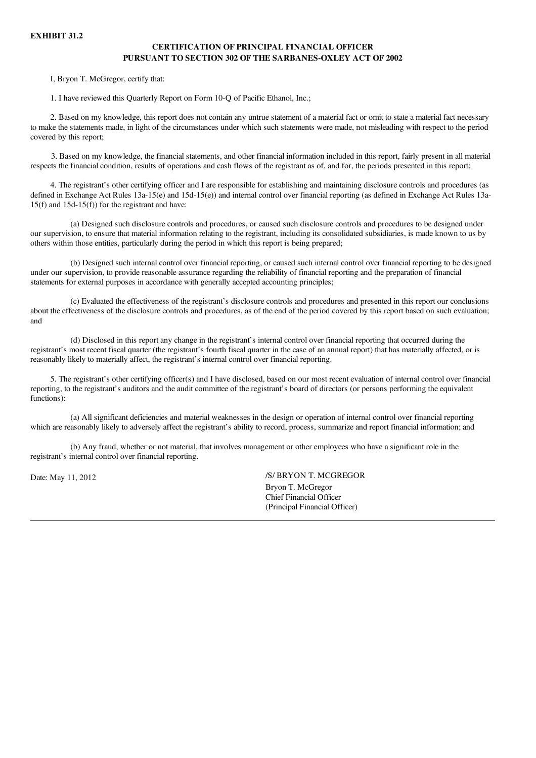**EXHIBIT 31.2**

## CERTIFICATION OF PRINCIPAL FINANCIAL OFFICER PURSUANT TO SECTION 302 OF THE SARBANES-OXLEY ACT OF 2002

I, Bryon T. McGregor, certify that:

1. I have reviewed this Quarterly Report on Form 10-Q of Pacific Ethanol, Inc.;

2. Based on my knowledge, this report does not contain any untrue statement of a material fact or omit to state a material fact necessary to make the statements made, in light of the circumstances under which such statements were made, not misleading with respect to the period covered by this report;

3. Based on my knowledge, the financial statements, and other financial information included in this report, fairly present in all material respects the financial condition, results of operations and cash flows of the registrant as of, and for, the periods presented in this report;

4. The registrant's other certifying officer and I are responsible for establishing and maintaining disclosure controls and procedures (as defined in Exchange Act Rules 13a-15(e) and 15d-15(e)) and internal control over financial reporting (as defined in Exchange Act Rules 13a-15(f) and 15d-15(f)) for the registrant and have:

(a) Designed such disclosure controls and procedures, or caused such disclosure controls and procedures to be designed under our supervision, to ensure that material information relating to the registrant, including its consolidated subsidiaries, is made known to us by others within those entities, particularly during the period in which this report is being prepared;

(b) Designed such internal control over financial reporting, or caused such internal control over financial reporting to be designed under our supervision, to provide reasonable assurance regarding the reliability of financial reporting and the preparation of financial statements for external purposes in accordance with generally accepted accounting principles;

(c) Evaluated the effectiveness of the registrant's disclosure controls and procedures and presented in this report our conclusions about the effectiveness of the disclosure controls and procedures, as of the end of the period covered by this report based on such evaluation; and

(d) Disclosed in this report any change in the registrant's internal control over financial reporting that occurred during the registrant's most recent fiscal quarter (the registrant's fourth fiscal quarter in the case of an annual report) that has materially affected, or is reasonably likely to materially affect, the registrant's internal control over financial reporting.

5. The registrant's other certifying officer(s) and I have disclosed, based on our most recent evaluation of internal control over financial reporting, to the registrant's auditors and the audit committee of the registrant's board of directors (or persons performing the equivalent functions):

(a) All significant deficiencies and material weaknesses in the design or operation of internal control over financial reporting which are reasonably likely to adversely affect the registrant's ability to record, process, summarize and report financial information; and

(b) Any fraud, whether or not material, that involves management or other employees who have a significant role in the registrant's internal control over financial reporting.

Date: May 11, 2012

/S/ BRYON T. MCGREGOR
Bryon T. McGregor
Chief Financial Officer
(Principal Financial Officer)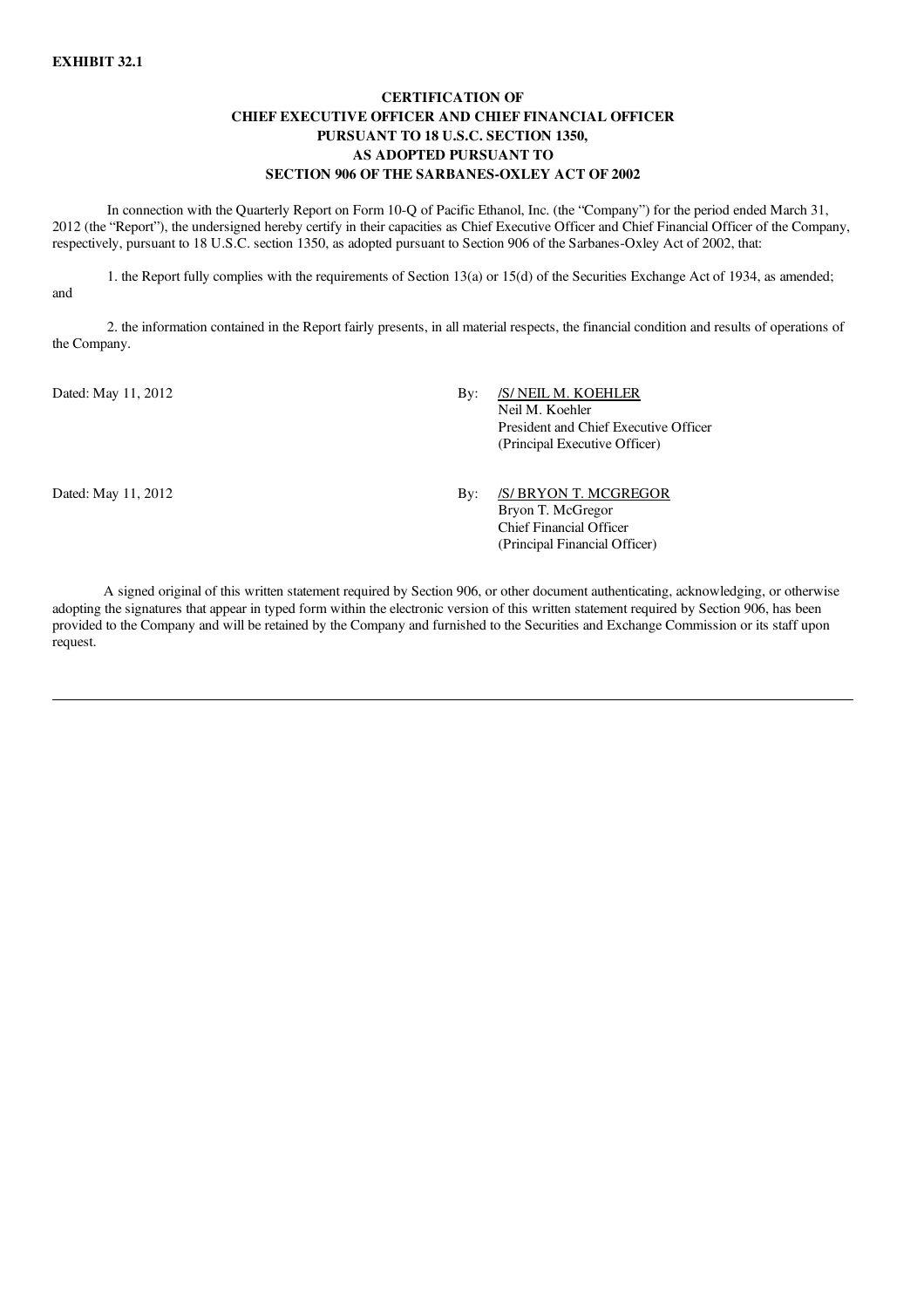**EXHIBIT 32.1**

**CERTIFICATION OF**
**CHIEF EXECUTIVE OFFICER AND CHIEF FINANCIAL OFFICER**
**PURSUANT TO 18 U.S.C. SECTION 1350,**
**AS ADOPTED PURSUANT TO**
**SECTION 906 OF THE SARBANES-OXLEY ACT OF 2002**

In connection with the Quarterly Report on Form 10-Q of Pacific Ethanol, Inc. (the "Company") for the period ended March 31, 2012 (the "Report"), the undersigned hereby certify in their capacities as Chief Executive Officer and Chief Financial Officer of the Company, respectively, pursuant to 18 U.S.C. section 1350, as adopted pursuant to Section 906 of the Sarbanes-Oxley Act of 2002, that:

1. the Report fully complies with the requirements of Section 13(a) or 15(d) of the Securities Exchange Act of 1934, as amended; and

2. the information contained in the Report fairly presents, in all material respects, the financial condition and results of operations of the Company.

Dated: May 11, 2012

By: /S/ NEIL M. KOEHLER
Neil M. Koehler
President and Chief Executive Officer
(Principal Executive Officer)

Dated: May 11, 2012

By: /S/ BRYON T. MCGREGOR
Bryon T. McGregor
Chief Financial Officer
(Principal Financial Officer)

A signed original of this written statement required by Section 906, or other document authenticating, acknowledging, or otherwise adopting the signatures that appear in typed form within the electronic version of this written statement required by Section 906, has been provided to the Company and will be retained by the Company and furnished to the Securities and Exchange Commission or its staff upon request.